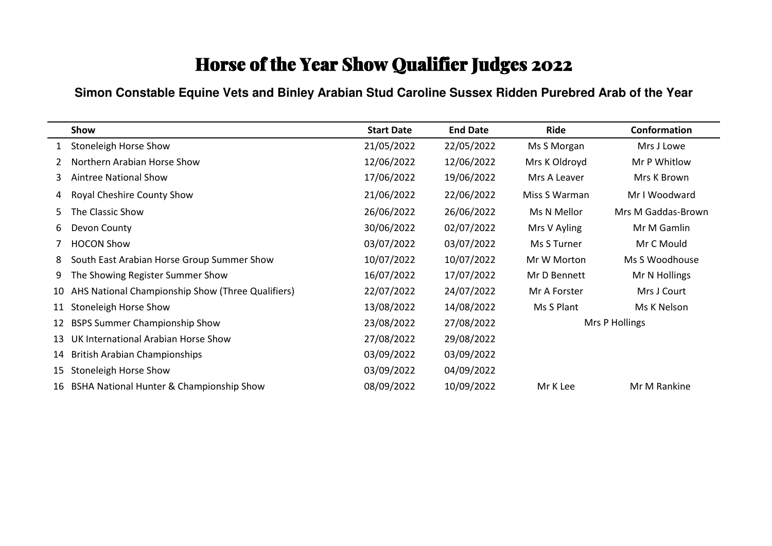# Horse of the Year Show Qualifier Judges 2022

## Simon Constable Equine Vets and Binley Arabian Stud Caroline Sussex Ridden Purebred Arab of the Year

| | Show | Start Date | End Date | Ride | Conformation |
|---|---|---|---|---|---|
| 1 | Stoneleigh Horse Show | 21/05/2022 | 22/05/2022 | Ms S Morgan | Mrs J Lowe |
| 2 | Northern Arabian Horse Show | 12/06/2022 | 12/06/2022 | Mrs K Oldroyd | Mr P Whitlow |
| 3 | Aintree National Show | 17/06/2022 | 19/06/2022 | Mrs A Leaver | Mrs K Brown |
| 4 | Royal Cheshire County Show | 21/06/2022 | 22/06/2022 | Miss S Warman | Mr I Woodward |
| 5 | The Classic Show | 26/06/2022 | 26/06/2022 | Ms N Mellor | Mrs M Gaddas-Brown |
| 6 | Devon County | 30/06/2022 | 02/07/2022 | Mrs V Ayling | Mr M Gamlin |
| 7 | HOCON Show | 03/07/2022 | 03/07/2022 | Ms S Turner | Mr C Mould |
| 8 | South East Arabian Horse Group Summer Show | 10/07/2022 | 10/07/2022 | Mr W Morton | Ms S Woodhouse |
| 9 | The Showing Register Summer Show | 16/07/2022 | 17/07/2022 | Mr D Bennett | Mr N Hollings |
| 10 | AHS National Championship Show (Three Qualifiers) | 22/07/2022 | 24/07/2022 | Mr A Forster | Mrs J Court |
| 11 | Stoneleigh Horse Show | 13/08/2022 | 14/08/2022 | Ms S Plant | Ms K Nelson |
| 12 | BSPS Summer Championship Show | 23/08/2022 | 27/08/2022 | Mrs P Hollings | |
| 13 | UK International Arabian Horse Show | 27/08/2022 | 29/08/2022 | | |
| 14 | British Arabian Championships | 03/09/2022 | 03/09/2022 | | |
| 15 | Stoneleigh Horse Show | 03/09/2022 | 04/09/2022 | | |
| 16 | BSHA National Hunter & Championship Show | 08/09/2022 | 10/09/2022 | Mr K Lee | Mr M Rankine |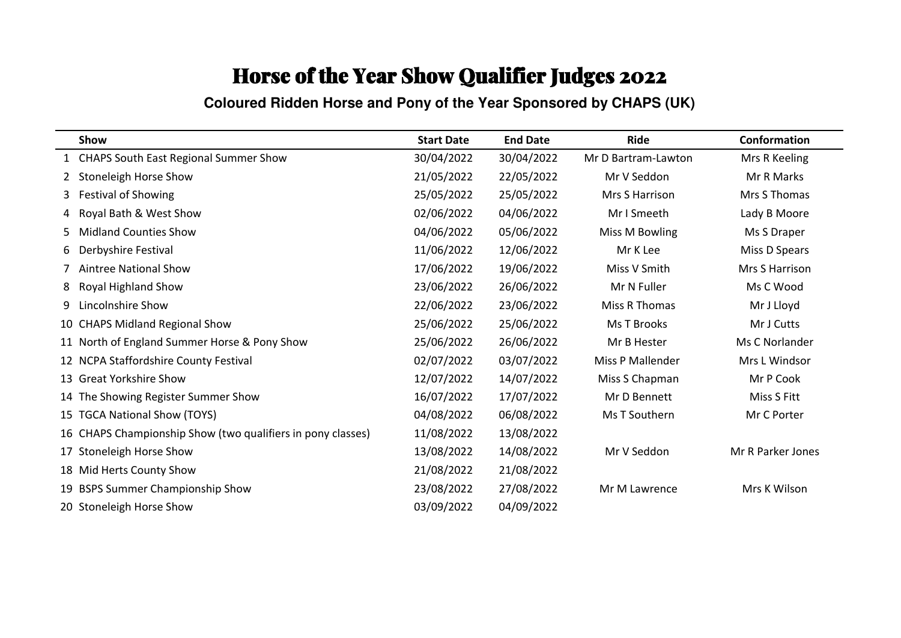# Horse of the Year Show Qualifier Judges 2022

**Coloured Ridden Horse and Pony of the Year Sponsored by CHAPS (UK)**

| | Show | Start Date | End Date | Ride | Conformation |
|---|---|---|---|---|---|
| 1 | CHAPS South East Regional Summer Show | 30/04/2022 | 30/04/2022 | Mr D Bartram-Lawton | Mrs R Keeling |
| 2 | Stoneleigh Horse Show | 21/05/2022 | 22/05/2022 | Mr V Seddon | Mr R Marks |
| 3 | Festival of Showing | 25/05/2022 | 25/05/2022 | Mrs S Harrison | Mrs S Thomas |
| 4 | Royal Bath & West Show | 02/06/2022 | 04/06/2022 | Mr I Smeeth | Lady B Moore |
| 5 | Midland Counties Show | 04/06/2022 | 05/06/2022 | Miss M Bowling | Ms S Draper |
| 6 | Derbyshire Festival | 11/06/2022 | 12/06/2022 | Mr K Lee | Miss D Spears |
| 7 | Aintree National Show | 17/06/2022 | 19/06/2022 | Miss V Smith | Mrs S Harrison |
| 8 | Royal Highland Show | 23/06/2022 | 26/06/2022 | Mr N Fuller | Ms C Wood |
| 9 | Lincolnshire Show | 22/06/2022 | 23/06/2022 | Miss R Thomas | Mr J Lloyd |
| 10 | CHAPS Midland Regional Show | 25/06/2022 | 25/06/2022 | Ms T Brooks | Mr J Cutts |
| 11 | North of England Summer Horse & Pony Show | 25/06/2022 | 26/06/2022 | Mr B Hester | Ms C Norlander |
| 12 | NCPA Staffordshire County Festival | 02/07/2022 | 03/07/2022 | Miss P Mallender | Mrs L Windsor |
| 13 | Great Yorkshire Show | 12/07/2022 | 14/07/2022 | Miss S Chapman | Mr P Cook |
| 14 | The Showing Register Summer Show | 16/07/2022 | 17/07/2022 | Mr D Bennett | Miss S Fitt |
| 15 | TGCA National Show (TOYS) | 04/08/2022 | 06/08/2022 | Ms T Southern | Mr C Porter |
| 16 | CHAPS Championship Show (two qualifiers in pony classes) | 11/08/2022 | 13/08/2022 | | |
| 17 | Stoneleigh Horse Show | 13/08/2022 | 14/08/2022 | Mr V Seddon | Mr R Parker Jones |
| 18 | Mid Herts County Show | 21/08/2022 | 21/08/2022 | | |
| 19 | BSPS Summer Championship Show | 23/08/2022 | 27/08/2022 | Mr M Lawrence | Mrs K Wilson |
| 20 | Stoneleigh Horse Show | 03/09/2022 | 04/09/2022 | | |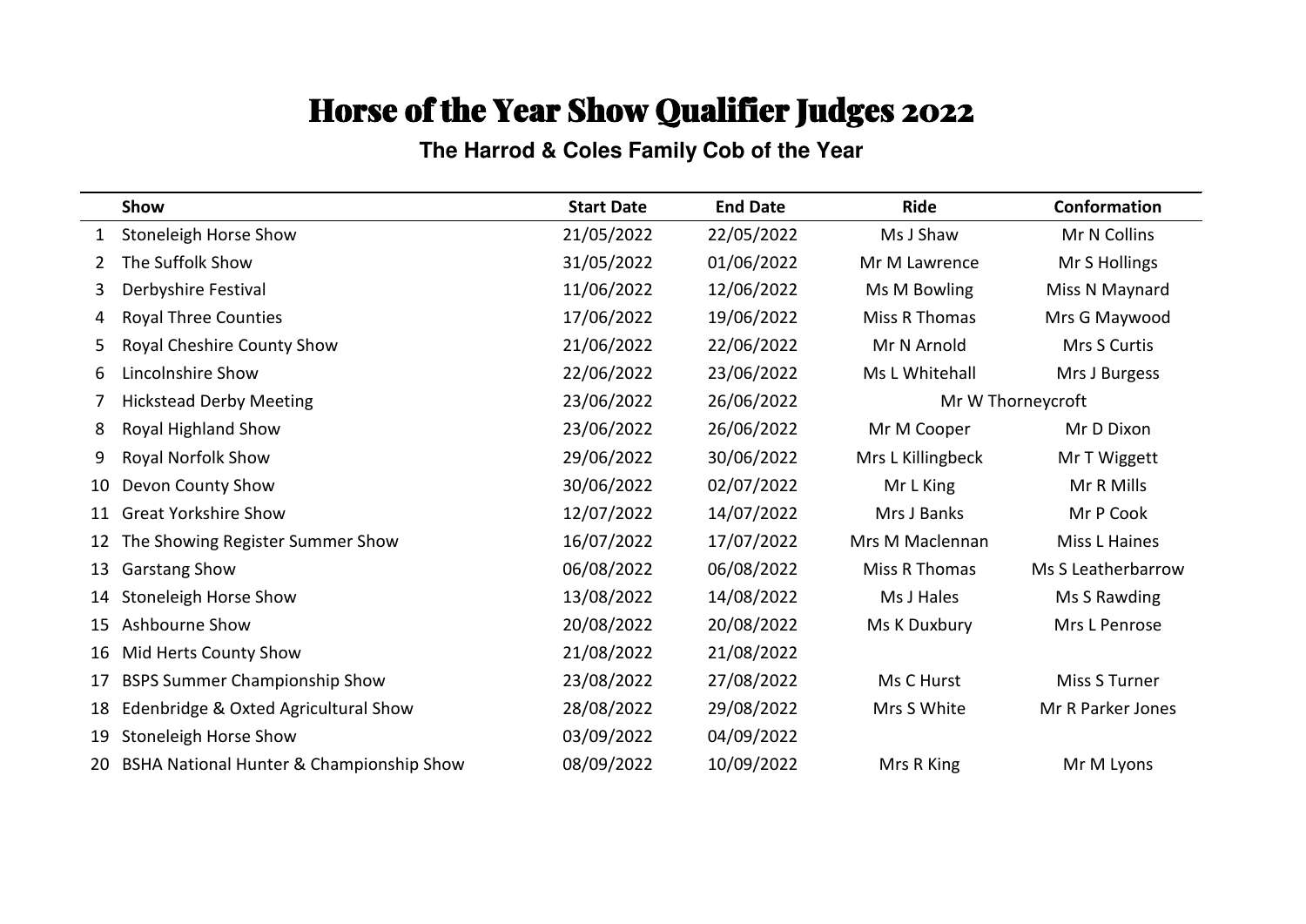# Horse of the Year Show Qualifier Judges 2022

## The Harrod & Coles Family Cob of the Year

| | Show | Start Date | End Date | Ride | Conformation |
|---|---|---|---|---|---|
| 1 | Stoneleigh Horse Show | 21/05/2022 | 22/05/2022 | Ms J Shaw | Mr N Collins |
| 2 | The Suffolk Show | 31/05/2022 | 01/06/2022 | Mr M Lawrence | Mr S Hollings |
| 3 | Derbyshire Festival | 11/06/2022 | 12/06/2022 | Ms M Bowling | Miss N Maynard |
| 4 | Royal Three Counties | 17/06/2022 | 19/06/2022 | Miss R Thomas | Mrs G Maywood |
| 5 | Royal Cheshire County Show | 21/06/2022 | 22/06/2022 | Mr N Arnold | Mrs S Curtis |
| 6 | Lincolnshire Show | 22/06/2022 | 23/06/2022 | Ms L Whitehall | Mrs J Burgess |
| 7 | Hickstead Derby Meeting | 23/06/2022 | 26/06/2022 | Mr W Thorneycroft | |
| 8 | Royal Highland Show | 23/06/2022 | 26/06/2022 | Mr M Cooper | Mr D Dixon |
| 9 | Royal Norfolk Show | 29/06/2022 | 30/06/2022 | Mrs L Killingbeck | Mr T Wiggett |
| 10 | Devon County Show | 30/06/2022 | 02/07/2022 | Mr L King | Mr R Mills |
| 11 | Great Yorkshire Show | 12/07/2022 | 14/07/2022 | Mrs J Banks | Mr P Cook |
| 12 | The Showing Register Summer Show | 16/07/2022 | 17/07/2022 | Mrs M Maclennan | Miss L Haines |
| 13 | Garstang Show | 06/08/2022 | 06/08/2022 | Miss R Thomas | Ms S Leatherbarrow |
| 14 | Stoneleigh Horse Show | 13/08/2022 | 14/08/2022 | Ms J Hales | Ms S Rawding |
| 15 | Ashbourne Show | 20/08/2022 | 20/08/2022 | Ms K Duxbury | Mrs L Penrose |
| 16 | Mid Herts County Show | 21/08/2022 | 21/08/2022 | | |
| 17 | BSPS Summer Championship Show | 23/08/2022 | 27/08/2022 | Ms C Hurst | Miss S Turner |
| 18 | Edenbridge & Oxted Agricultural Show | 28/08/2022 | 29/08/2022 | Mrs S White | Mr R Parker Jones |
| 19 | Stoneleigh Horse Show | 03/09/2022 | 04/09/2022 | | |
| 20 | BSHA National Hunter & Championship Show | 08/09/2022 | 10/09/2022 | Mrs R King | Mr M Lyons |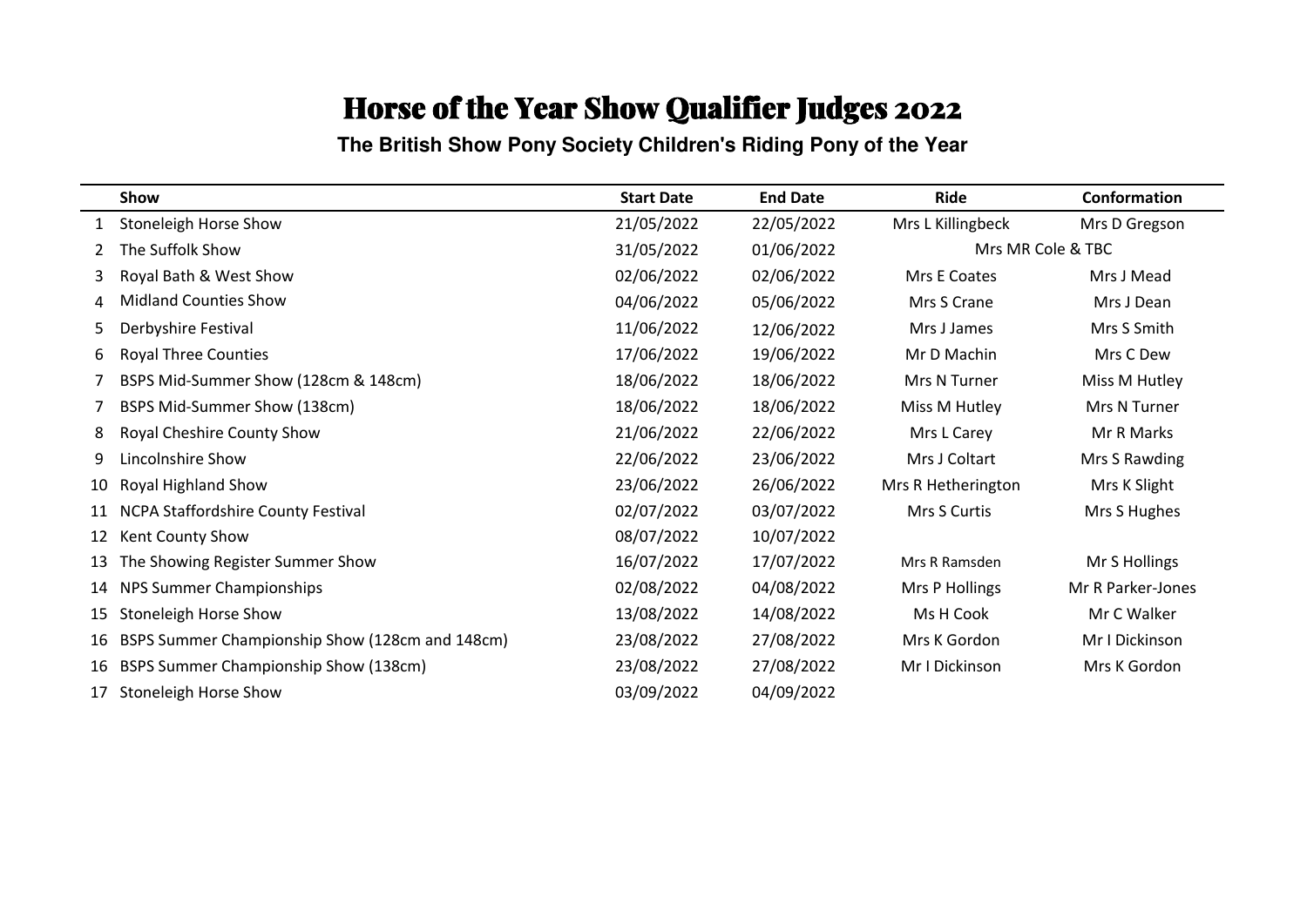# Horse of the Year Show Qualifier Judges 2022

## The British Show Pony Society Children's Riding Pony of the Year

| | Show | Start Date | End Date | Ride | Conformation |
|---|---|---|---|---|---|
| 1 | Stoneleigh Horse Show | 21/05/2022 | 22/05/2022 | Mrs L Killingbeck | Mrs D Gregson |
| 2 | The Suffolk Show | 31/05/2022 | 01/06/2022 | Mrs MR Cole & TBC | |
| 3 | Royal Bath & West Show | 02/06/2022 | 02/06/2022 | Mrs E Coates | Mrs J Mead |
| 4 | Midland Counties Show | 04/06/2022 | 05/06/2022 | Mrs S Crane | Mrs J Dean |
| 5 | Derbyshire Festival | 11/06/2022 | 12/06/2022 | Mrs J James | Mrs S Smith |
| 6 | Royal Three Counties | 17/06/2022 | 19/06/2022 | Mr D Machin | Mrs C Dew |
| 7 | BSPS Mid-Summer Show (128cm & 148cm) | 18/06/2022 | 18/06/2022 | Mrs N Turner | Miss M Hutley |
| 7 | BSPS Mid-Summer Show (138cm) | 18/06/2022 | 18/06/2022 | Miss M Hutley | Mrs N Turner |
| 8 | Royal Cheshire County Show | 21/06/2022 | 22/06/2022 | Mrs L Carey | Mr R Marks |
| 9 | Lincolnshire Show | 22/06/2022 | 23/06/2022 | Mrs J Coltart | Mrs S Rawding |
| 10 | Royal Highland Show | 23/06/2022 | 26/06/2022 | Mrs R Hetherington | Mrs K Slight |
| 11 | NCPA Staffordshire County Festival | 02/07/2022 | 03/07/2022 | Mrs S Curtis | Mrs S Hughes |
| 12 | Kent County Show | 08/07/2022 | 10/07/2022 | | |
| 13 | The Showing Register Summer Show | 16/07/2022 | 17/07/2022 | Mrs R Ramsden | Mr S Hollings |
| 14 | NPS Summer Championships | 02/08/2022 | 04/08/2022 | Mrs P Hollings | Mr R Parker-Jones |
| 15 | Stoneleigh Horse Show | 13/08/2022 | 14/08/2022 | Ms H Cook | Mr C Walker |
| 16 | BSPS Summer Championship Show (128cm and 148cm) | 23/08/2022 | 27/08/2022 | Mrs K Gordon | Mr I Dickinson |
| 16 | BSPS Summer Championship Show (138cm) | 23/08/2022 | 27/08/2022 | Mr I Dickinson | Mrs K Gordon |
| 17 | Stoneleigh Horse Show | 03/09/2022 | 04/09/2022 | | |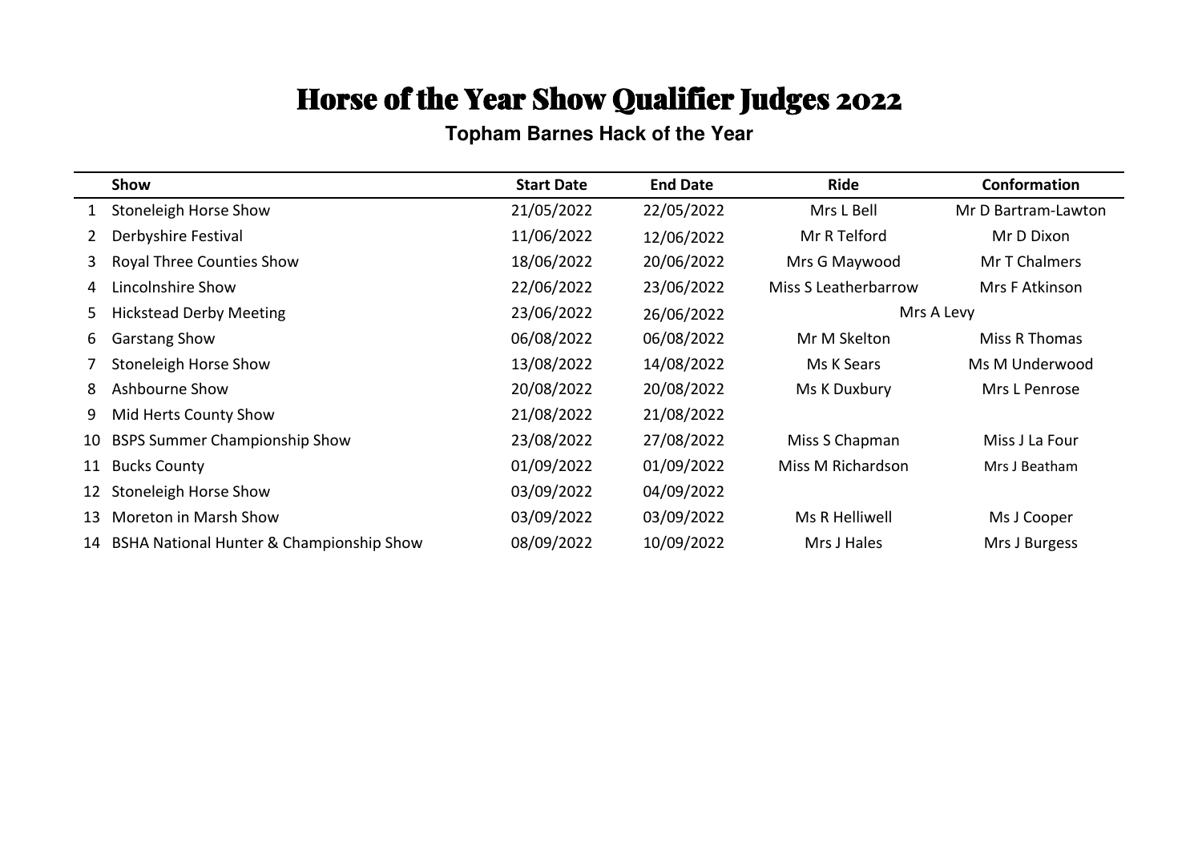# Horse of the Year Show Qualifier Judges 2022

## Topham Barnes Hack of the Year

| | Show | Start Date | End Date | Ride | Conformation |
|---|---|---|---|---|---|
| 1 | Stoneleigh Horse Show | 21/05/2022 | 22/05/2022 | Mrs L Bell | Mr D Bartram-Lawton |
| 2 | Derbyshire Festival | 11/06/2022 | 12/06/2022 | Mr R Telford | Mr D Dixon |
| 3 | Royal Three Counties Show | 18/06/2022 | 20/06/2022 | Mrs G Maywood | Mr T Chalmers |
| 4 | Lincolnshire Show | 22/06/2022 | 23/06/2022 | Miss S Leatherbarrow | Mrs F Atkinson |
| 5 | Hickstead Derby Meeting | 23/06/2022 | 26/06/2022 | Mrs A Levy | |
| 6 | Garstang Show | 06/08/2022 | 06/08/2022 | Mr M Skelton | Miss R Thomas |
| 7 | Stoneleigh Horse Show | 13/08/2022 | 14/08/2022 | Ms K Sears | Ms M Underwood |
| 8 | Ashbourne Show | 20/08/2022 | 20/08/2022 | Ms K Duxbury | Mrs L Penrose |
| 9 | Mid Herts County Show | 21/08/2022 | 21/08/2022 | | |
| 10 | BSPS Summer Championship Show | 23/08/2022 | 27/08/2022 | Miss S Chapman | Miss J La Four |
| 11 | Bucks County | 01/09/2022 | 01/09/2022 | Miss M Richardson | Mrs J Beatham |
| 12 | Stoneleigh Horse Show | 03/09/2022 | 04/09/2022 | | |
| 13 | Moreton in Marsh Show | 03/09/2022 | 03/09/2022 | Ms R Helliwell | Ms J Cooper |
| 14 | BSHA National Hunter & Championship Show | 08/09/2022 | 10/09/2022 | Mrs J Hales | Mrs J Burgess |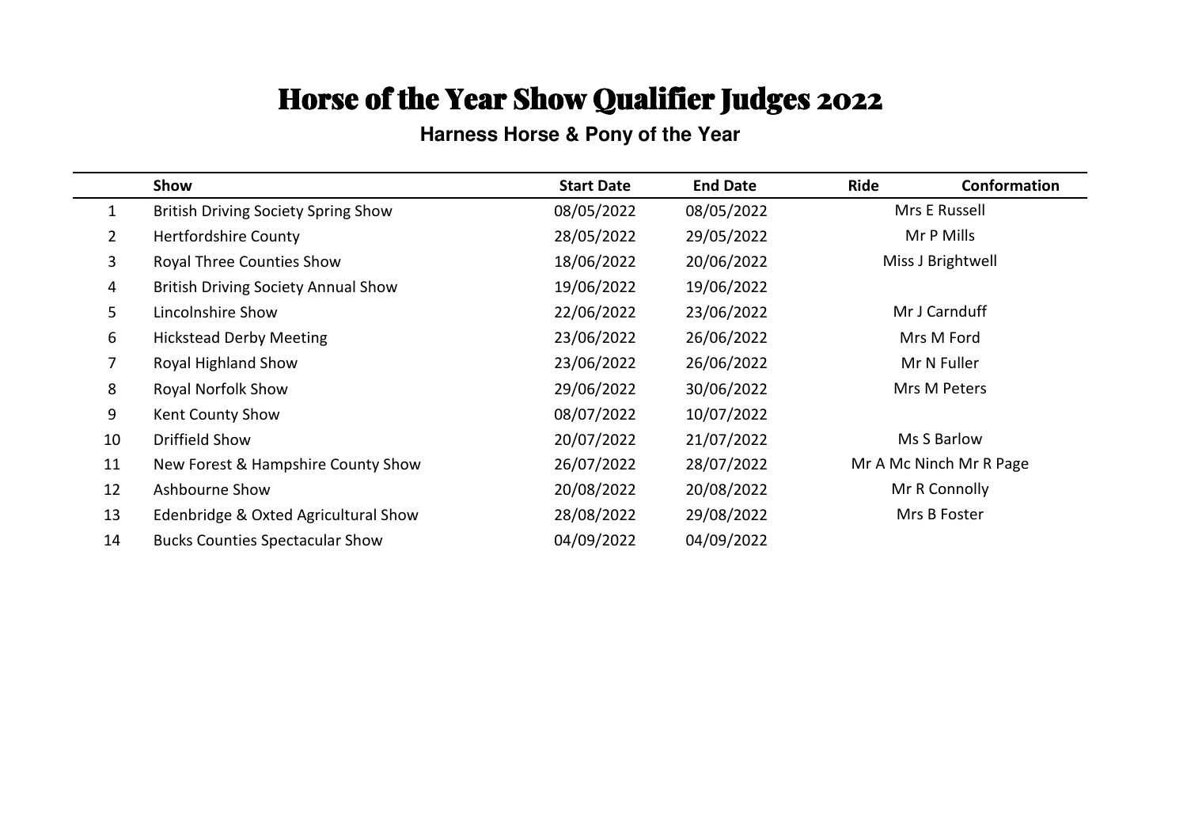# Horse of the Year Show Qualifier Judges 2022

## Harness Horse & Pony of the Year

| | Show | Start Date | End Date | Ride | Conformation |
|---|---|---|---|---|---|
| 1 | British Driving Society Spring Show | 08/05/2022 | 08/05/2022 | Mrs E Russell | |
| 2 | Hertfordshire County | 28/05/2022 | 29/05/2022 | Mr P Mills | |
| 3 | Royal Three Counties Show | 18/06/2022 | 20/06/2022 | Miss J Brightwell | |
| 4 | British Driving Society Annual Show | 19/06/2022 | 19/06/2022 | | |
| 5 | Lincolnshire Show | 22/06/2022 | 23/06/2022 | Mr J Carnduff | |
| 6 | Hickstead Derby Meeting | 23/06/2022 | 26/06/2022 | Mrs M Ford | |
| 7 | Royal Highland Show | 23/06/2022 | 26/06/2022 | Mr N Fuller | |
| 8 | Royal Norfolk Show | 29/06/2022 | 30/06/2022 | Mrs M Peters | |
| 9 | Kent County Show | 08/07/2022 | 10/07/2022 | | |
| 10 | Driffield Show | 20/07/2022 | 21/07/2022 | Ms S Barlow | |
| 11 | New Forest & Hampshire County Show | 26/07/2022 | 28/07/2022 | Mr A Mc Ninch Mr R Page | |
| 12 | Ashbourne Show | 20/08/2022 | 20/08/2022 | Mr R Connolly | |
| 13 | Edenbridge & Oxted Agricultural Show | 28/08/2022 | 29/08/2022 | Mrs B Foster | |
| 14 | Bucks Counties Spectacular Show | 04/09/2022 | 04/09/2022 | | |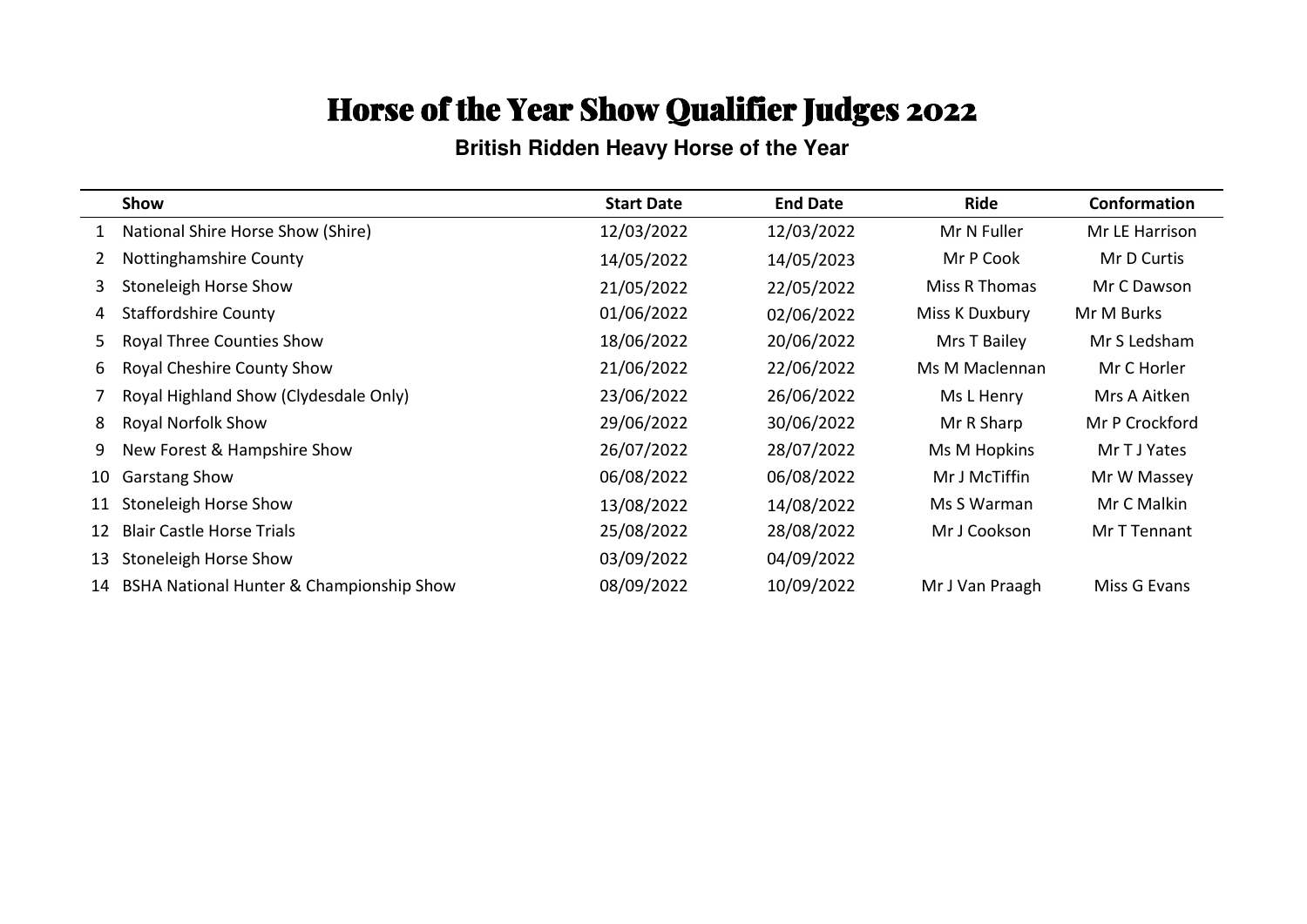# Horse of the Year Show Qualifier Judges 2022

## British Ridden Heavy Horse of the Year

| | Show | Start Date | End Date | Ride | Conformation |
|---|---|---|---|---|---|
| 1 | National Shire Horse Show (Shire) | 12/03/2022 | 12/03/2022 | Mr N Fuller | Mr LE Harrison |
| 2 | Nottinghamshire County | 14/05/2022 | 14/05/2023 | Mr P Cook | Mr D Curtis |
| 3 | Stoneleigh Horse Show | 21/05/2022 | 22/05/2022 | Miss R Thomas | Mr C Dawson |
| 4 | Staffordshire County | 01/06/2022 | 02/06/2022 | Miss K Duxbury | Mr M Burks |
| 5 | Royal Three Counties Show | 18/06/2022 | 20/06/2022 | Mrs T Bailey | Mr S Ledsham |
| 6 | Royal Cheshire County Show | 21/06/2022 | 22/06/2022 | Ms M Maclennan | Mr C Horler |
| 7 | Royal Highland Show (Clydesdale Only) | 23/06/2022 | 26/06/2022 | Ms L Henry | Mrs A Aitken |
| 8 | Royal Norfolk Show | 29/06/2022 | 30/06/2022 | Mr R Sharp | Mr P Crockford |
| 9 | New Forest & Hampshire Show | 26/07/2022 | 28/07/2022 | Ms M Hopkins | Mr T J Yates |
| 10 | Garstang Show | 06/08/2022 | 06/08/2022 | Mr J McTiffin | Mr W Massey |
| 11 | Stoneleigh Horse Show | 13/08/2022 | 14/08/2022 | Ms S Warman | Mr C Malkin |
| 12 | Blair Castle Horse Trials | 25/08/2022 | 28/08/2022 | Mr J Cookson | Mr T Tennant |
| 13 | Stoneleigh Horse Show | 03/09/2022 | 04/09/2022 | | |
| 14 | BSHA National Hunter & Championship Show | 08/09/2022 | 10/09/2022 | Mr J Van Praagh | Miss G Evans |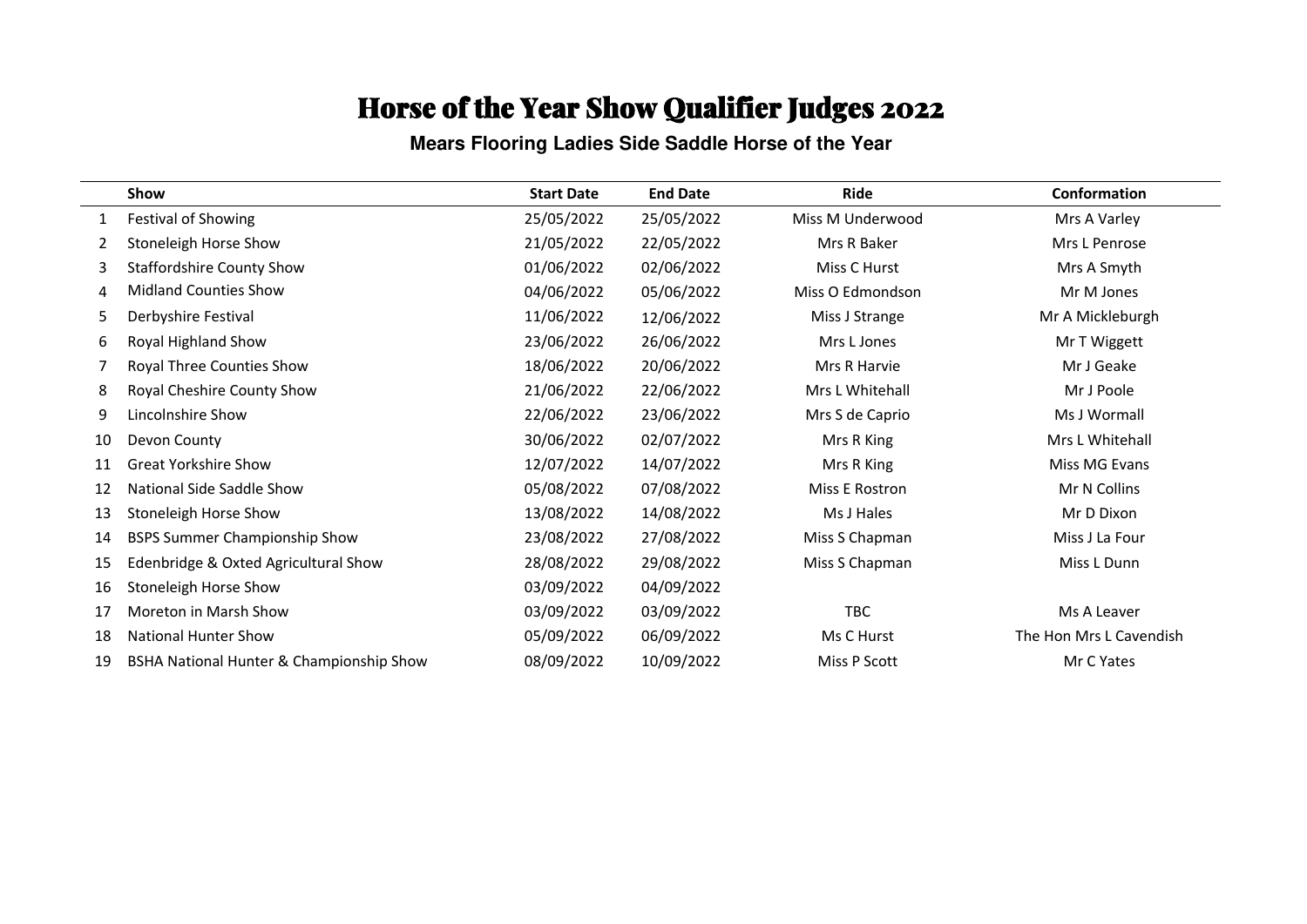# Horse of the Year Show Qualifier Judges 2022

## Mears Flooring Ladies Side Saddle Horse of the Year

| | Show | Start Date | End Date | Ride | Conformation |
|---|---|---|---|---|---|
| 1 | Festival of Showing | 25/05/2022 | 25/05/2022 | Miss M Underwood | Mrs A Varley |
| 2 | Stoneleigh Horse Show | 21/05/2022 | 22/05/2022 | Mrs R Baker | Mrs L Penrose |
| 3 | Staffordshire County Show | 01/06/2022 | 02/06/2022 | Miss C Hurst | Mrs A Smyth |
| 4 | Midland Counties Show | 04/06/2022 | 05/06/2022 | Miss O Edmondson | Mr M Jones |
| 5 | Derbyshire Festival | 11/06/2022 | 12/06/2022 | Miss J Strange | Mr A Mickleburgh |
| 6 | Royal Highland Show | 23/06/2022 | 26/06/2022 | Mrs L Jones | Mr T Wiggett |
| 7 | Royal Three Counties Show | 18/06/2022 | 20/06/2022 | Mrs R Harvie | Mr J Geake |
| 8 | Royal Cheshire County Show | 21/06/2022 | 22/06/2022 | Mrs L Whitehall | Mr J Poole |
| 9 | Lincolnshire Show | 22/06/2022 | 23/06/2022 | Mrs S de Caprio | Ms J Wormall |
| 10 | Devon County | 30/06/2022 | 02/07/2022 | Mrs R King | Mrs L Whitehall |
| 11 | Great Yorkshire Show | 12/07/2022 | 14/07/2022 | Mrs R King | Miss MG Evans |
| 12 | National Side Saddle Show | 05/08/2022 | 07/08/2022 | Miss E Rostron | Mr N Collins |
| 13 | Stoneleigh Horse Show | 13/08/2022 | 14/08/2022 | Ms J Hales | Mr D Dixon |
| 14 | BSPS Summer Championship Show | 23/08/2022 | 27/08/2022 | Miss S Chapman | Miss J La Four |
| 15 | Edenbridge & Oxted Agricultural Show | 28/08/2022 | 29/08/2022 | Miss S Chapman | Miss L Dunn |
| 16 | Stoneleigh Horse Show | 03/09/2022 | 04/09/2022 | | |
| 17 | Moreton in Marsh Show | 03/09/2022 | 03/09/2022 | TBC | Ms A Leaver |
| 18 | National Hunter Show | 05/09/2022 | 06/09/2022 | Ms C Hurst | The Hon Mrs L Cavendish |
| 19 | BSHA National Hunter & Championship Show | 08/09/2022 | 10/09/2022 | Miss P Scott | Mr C Yates |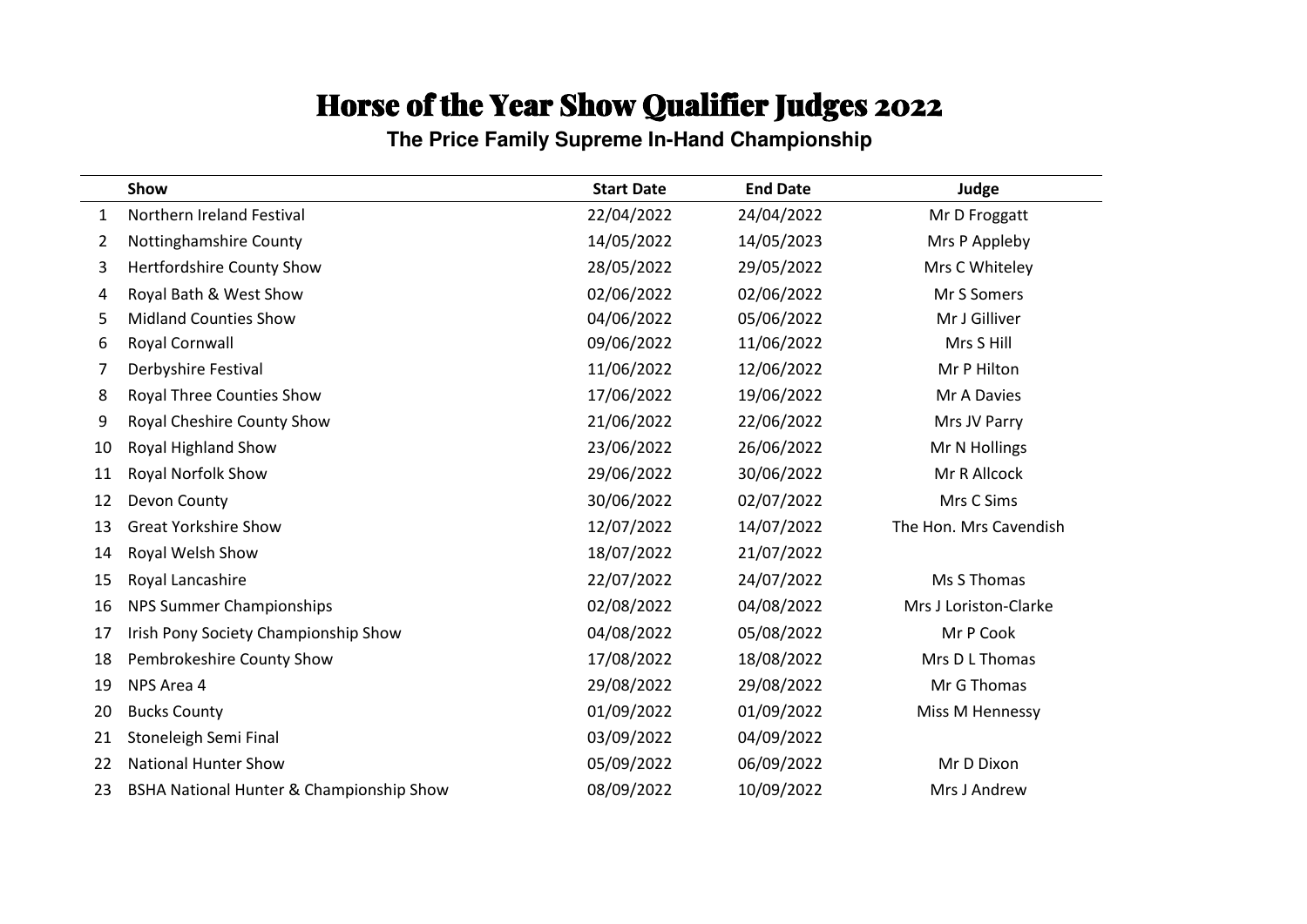# Horse of the Year Show Qualifier Judges 2022

## The Price Family Supreme In-Hand Championship

| | Show | Start Date | End Date | Judge |
|---|---|---|---|---|
| 1 | Northern Ireland Festival | 22/04/2022 | 24/04/2022 | Mr D Froggatt |
| 2 | Nottinghamshire County | 14/05/2022 | 14/05/2023 | Mrs P Appleby |
| 3 | Hertfordshire County Show | 28/05/2022 | 29/05/2022 | Mrs C Whiteley |
| 4 | Royal Bath & West Show | 02/06/2022 | 02/06/2022 | Mr S Somers |
| 5 | Midland Counties Show | 04/06/2022 | 05/06/2022 | Mr J Gilliver |
| 6 | Royal Cornwall | 09/06/2022 | 11/06/2022 | Mrs S Hill |
| 7 | Derbyshire Festival | 11/06/2022 | 12/06/2022 | Mr P Hilton |
| 8 | Royal Three Counties Show | 17/06/2022 | 19/06/2022 | Mr A Davies |
| 9 | Royal Cheshire County Show | 21/06/2022 | 22/06/2022 | Mrs JV Parry |
| 10 | Royal Highland Show | 23/06/2022 | 26/06/2022 | Mr N Hollings |
| 11 | Royal Norfolk Show | 29/06/2022 | 30/06/2022 | Mr R Allcock |
| 12 | Devon County | 30/06/2022 | 02/07/2022 | Mrs C Sims |
| 13 | Great Yorkshire Show | 12/07/2022 | 14/07/2022 | The Hon. Mrs Cavendish |
| 14 | Royal Welsh Show | 18/07/2022 | 21/07/2022 | |
| 15 | Royal Lancashire | 22/07/2022 | 24/07/2022 | Ms S Thomas |
| 16 | NPS Summer Championships | 02/08/2022 | 04/08/2022 | Mrs J Loriston-Clarke |
| 17 | Irish Pony Society Championship Show | 04/08/2022 | 05/08/2022 | Mr P Cook |
| 18 | Pembrokeshire County Show | 17/08/2022 | 18/08/2022 | Mrs D L Thomas |
| 19 | NPS Area 4 | 29/08/2022 | 29/08/2022 | Mr G Thomas |
| 20 | Bucks County | 01/09/2022 | 01/09/2022 | Miss M Hennessy |
| 21 | Stoneleigh Semi Final | 03/09/2022 | 04/09/2022 | |
| 22 | National Hunter Show | 05/09/2022 | 06/09/2022 | Mr D Dixon |
| 23 | BSHA National Hunter & Championship Show | 08/09/2022 | 10/09/2022 | Mrs J Andrew |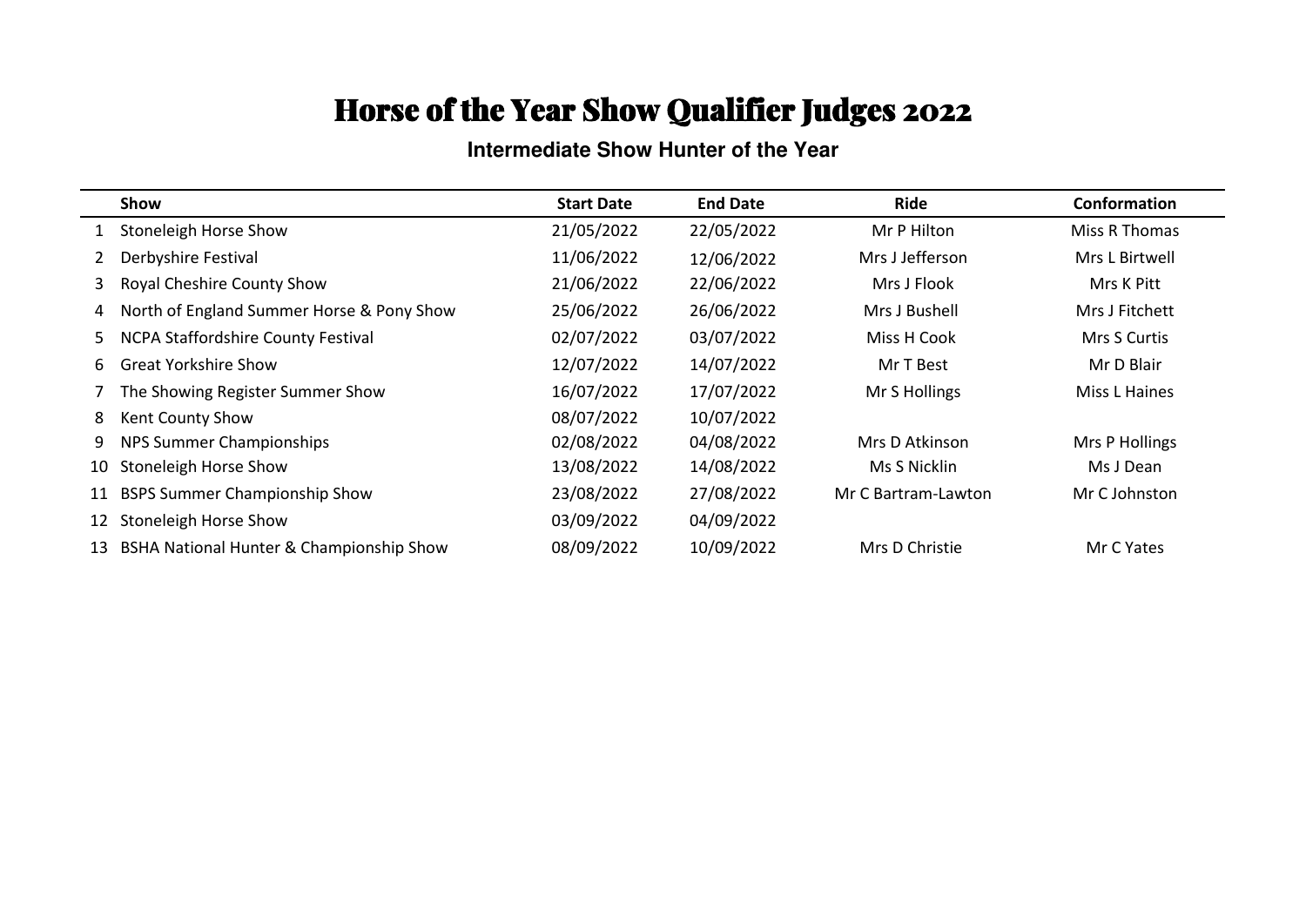# Horse of the Year Show Qualifier Judges 2022

## Intermediate Show Hunter of the Year

| | Show | Start Date | End Date | Ride | Conformation |
|---|---|---|---|---|---|
| 1 | Stoneleigh Horse Show | 21/05/2022 | 22/05/2022 | Mr P Hilton | Miss R Thomas |
| 2 | Derbyshire Festival | 11/06/2022 | 12/06/2022 | Mrs J Jefferson | Mrs L Birtwell |
| 3 | Royal Cheshire County Show | 21/06/2022 | 22/06/2022 | Mrs J Flook | Mrs K Pitt |
| 4 | North of England Summer Horse & Pony Show | 25/06/2022 | 26/06/2022 | Mrs J Bushell | Mrs J Fitchett |
| 5 | NCPA Staffordshire County Festival | 02/07/2022 | 03/07/2022 | Miss H Cook | Mrs S Curtis |
| 6 | Great Yorkshire Show | 12/07/2022 | 14/07/2022 | Mr T Best | Mr D Blair |
| 7 | The Showing Register Summer Show | 16/07/2022 | 17/07/2022 | Mr S Hollings | Miss L Haines |
| 8 | Kent County Show | 08/07/2022 | 10/07/2022 | | |
| 9 | NPS Summer Championships | 02/08/2022 | 04/08/2022 | Mrs D Atkinson | Mrs P Hollings |
| 10 | Stoneleigh Horse Show | 13/08/2022 | 14/08/2022 | Ms S Nicklin | Ms J Dean |
| 11 | BSPS Summer Championship Show | 23/08/2022 | 27/08/2022 | Mr C Bartram-Lawton | Mr C Johnston |
| 12 | Stoneleigh Horse Show | 03/09/2022 | 04/09/2022 | | |
| 13 | BSHA National Hunter & Championship Show | 08/09/2022 | 10/09/2022 | Mrs D Christie | Mr C Yates |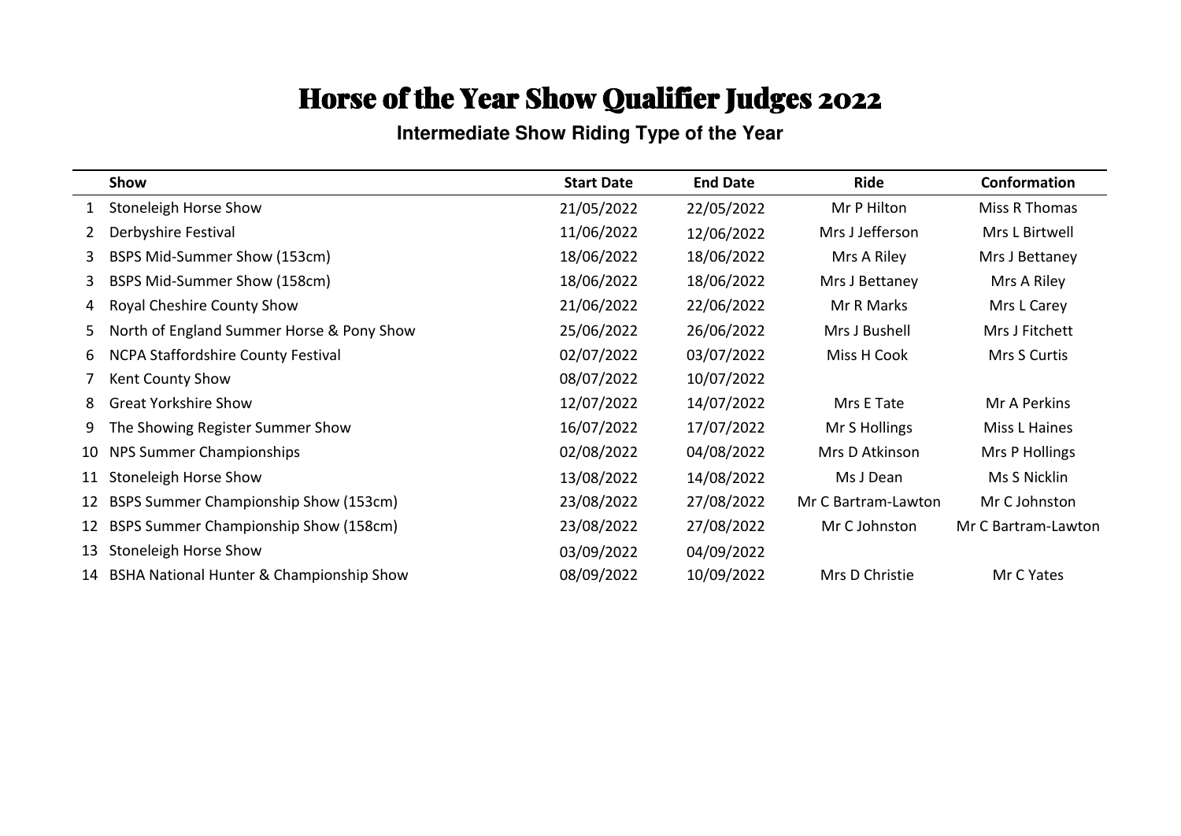# Horse of the Year Show Qualifier Judges 2022

## Intermediate Show Riding Type of the Year

| | Show | Start Date | End Date | Ride | Conformation |
|---|---|---|---|---|---|
| 1 | Stoneleigh Horse Show | 21/05/2022 | 22/05/2022 | Mr P Hilton | Miss R Thomas |
| 2 | Derbyshire Festival | 11/06/2022 | 12/06/2022 | Mrs J Jefferson | Mrs L Birtwell |
| 3 | BSPS Mid-Summer Show (153cm) | 18/06/2022 | 18/06/2022 | Mrs A Riley | Mrs J Bettaney |
| 3 | BSPS Mid-Summer Show (158cm) | 18/06/2022 | 18/06/2022 | Mrs J Bettaney | Mrs A Riley |
| 4 | Royal Cheshire County Show | 21/06/2022 | 22/06/2022 | Mr R Marks | Mrs L Carey |
| 5 | North of England Summer Horse & Pony Show | 25/06/2022 | 26/06/2022 | Mrs J Bushell | Mrs J Fitchett |
| 6 | NCPA Staffordshire County Festival | 02/07/2022 | 03/07/2022 | Miss H Cook | Mrs S Curtis |
| 7 | Kent County Show | 08/07/2022 | 10/07/2022 | | |
| 8 | Great Yorkshire Show | 12/07/2022 | 14/07/2022 | Mrs E Tate | Mr A Perkins |
| 9 | The Showing Register Summer Show | 16/07/2022 | 17/07/2022 | Mr S Hollings | Miss L Haines |
| 10 | NPS Summer Championships | 02/08/2022 | 04/08/2022 | Mrs D Atkinson | Mrs P Hollings |
| 11 | Stoneleigh Horse Show | 13/08/2022 | 14/08/2022 | Ms J Dean | Ms S Nicklin |
| 12 | BSPS Summer Championship Show (153cm) | 23/08/2022 | 27/08/2022 | Mr C Bartram-Lawton | Mr C Johnston |
| 12 | BSPS Summer Championship Show (158cm) | 23/08/2022 | 27/08/2022 | Mr C Johnston | Mr C Bartram-Lawton |
| 13 | Stoneleigh Horse Show | 03/09/2022 | 04/09/2022 | | |
| 14 | BSHA National Hunter & Championship Show | 08/09/2022 | 10/09/2022 | Mrs D Christie | Mr C Yates |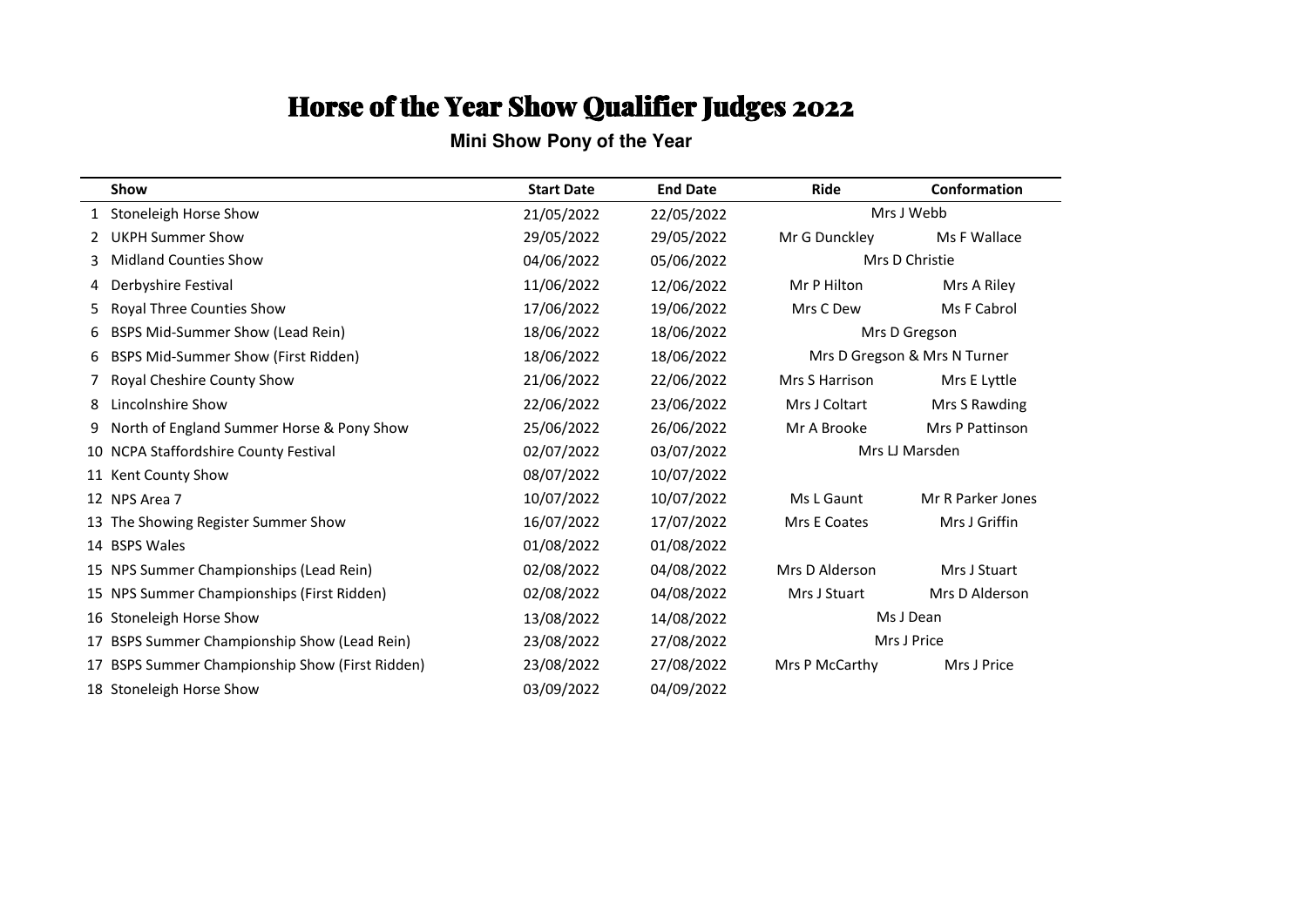# Horse of the Year Show Qualifier Judges 2022

**Mini Show Pony of the Year**

| | Show | Start Date | End Date | Ride | Conformation |
|---|---|---|---|---|---|
| 1 | Stoneleigh Horse Show | 21/05/2022 | 22/05/2022 | Mrs J Webb | |
| 2 | UKPH Summer Show | 29/05/2022 | 29/05/2022 | Mr G Dunckley | Ms F Wallace |
| 3 | Midland Counties Show | 04/06/2022 | 05/06/2022 | Mrs D Christie | |
| 4 | Derbyshire Festival | 11/06/2022 | 12/06/2022 | Mr P Hilton | Mrs A Riley |
| 5 | Royal Three Counties Show | 17/06/2022 | 19/06/2022 | Mrs C Dew | Ms F Cabrol |
| 6 | BSPS Mid-Summer Show (Lead Rein) | 18/06/2022 | 18/06/2022 | Mrs D Gregson | |
| 6 | BSPS Mid-Summer Show (First Ridden) | 18/06/2022 | 18/06/2022 | Mrs D Gregson & Mrs N Turner | |
| 7 | Royal Cheshire County Show | 21/06/2022 | 22/06/2022 | Mrs S Harrison | Mrs E Lyttle |
| 8 | Lincolnshire Show | 22/06/2022 | 23/06/2022 | Mrs J Coltart | Mrs S Rawding |
| 9 | North of England Summer Horse & Pony Show | 25/06/2022 | 26/06/2022 | Mr A Brooke | Mrs P Pattinson |
| 10 | NCPA Staffordshire County Festival | 02/07/2022 | 03/07/2022 | Mrs LJ Marsden | |
| 11 | Kent County Show | 08/07/2022 | 10/07/2022 | | |
| 12 | NPS Area 7 | 10/07/2022 | 10/07/2022 | Ms L Gaunt | Mr R Parker Jones |
| 13 | The Showing Register Summer Show | 16/07/2022 | 17/07/2022 | Mrs E Coates | Mrs J Griffin |
| 14 | BSPS Wales | 01/08/2022 | 01/08/2022 | | |
| 15 | NPS Summer Championships (Lead Rein) | 02/08/2022 | 04/08/2022 | Mrs D Alderson | Mrs J Stuart |
| 15 | NPS Summer Championships (First Ridden) | 02/08/2022 | 04/08/2022 | Mrs J Stuart | Mrs D Alderson |
| 16 | Stoneleigh Horse Show | 13/08/2022 | 14/08/2022 | Ms J Dean | |
| 17 | BSPS Summer Championship Show (Lead Rein) | 23/08/2022 | 27/08/2022 | Mrs J Price | |
| 17 | BSPS Summer Championship Show (First Ridden) | 23/08/2022 | 27/08/2022 | Mrs P McCarthy | Mrs J Price |
| 18 | Stoneleigh Horse Show | 03/09/2022 | 04/09/2022 | | |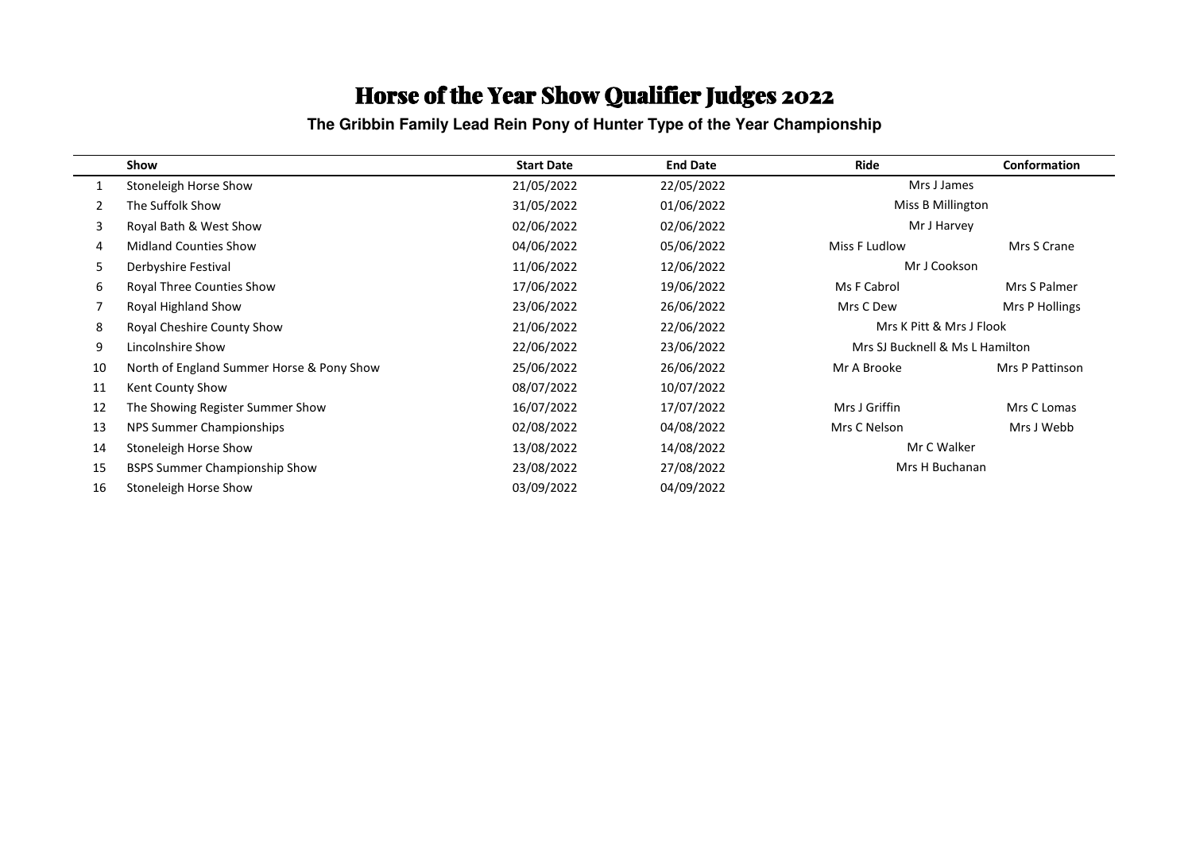# Horse of the Year Show Qualifier Judges 2022

**The Gribbin Family Lead Rein Pony of Hunter Type of the Year Championship**

| | Show | Start Date | End Date | Ride | Conformation |
|---|---|---|---|---|---|
| 1 | Stoneleigh Horse Show | 21/05/2022 | 22/05/2022 | Mrs J James | |
| 2 | The Suffolk Show | 31/05/2022 | 01/06/2022 | Miss B Millington | |
| 3 | Royal Bath & West Show | 02/06/2022 | 02/06/2022 | Mr J Harvey | |
| 4 | Midland Counties Show | 04/06/2022 | 05/06/2022 | Miss F Ludlow | Mrs S Crane |
| 5 | Derbyshire Festival | 11/06/2022 | 12/06/2022 | Mr J Cookson | |
| 6 | Royal Three Counties Show | 17/06/2022 | 19/06/2022 | Ms F Cabrol | Mrs S Palmer |
| 7 | Royal Highland Show | 23/06/2022 | 26/06/2022 | Mrs C Dew | Mrs P Hollings |
| 8 | Royal Cheshire County Show | 21/06/2022 | 22/06/2022 | Mrs K Pitt & Mrs J Flook | |
| 9 | Lincolnshire Show | 22/06/2022 | 23/06/2022 | Mrs SJ Bucknell & Ms L Hamilton | |
| 10 | North of England Summer Horse & Pony Show | 25/06/2022 | 26/06/2022 | Mr A Brooke | Mrs P Pattinson |
| 11 | Kent County Show | 08/07/2022 | 10/07/2022 | | |
| 12 | The Showing Register Summer Show | 16/07/2022 | 17/07/2022 | Mrs J Griffin | Mrs C Lomas |
| 13 | NPS Summer Championships | 02/08/2022 | 04/08/2022 | Mrs C Nelson | Mrs J Webb |
| 14 | Stoneleigh Horse Show | 13/08/2022 | 14/08/2022 | Mr C Walker | |
| 15 | BSPS Summer Championship Show | 23/08/2022 | 27/08/2022 | Mrs H Buchanan | |
| 16 | Stoneleigh Horse Show | 03/09/2022 | 04/09/2022 | | |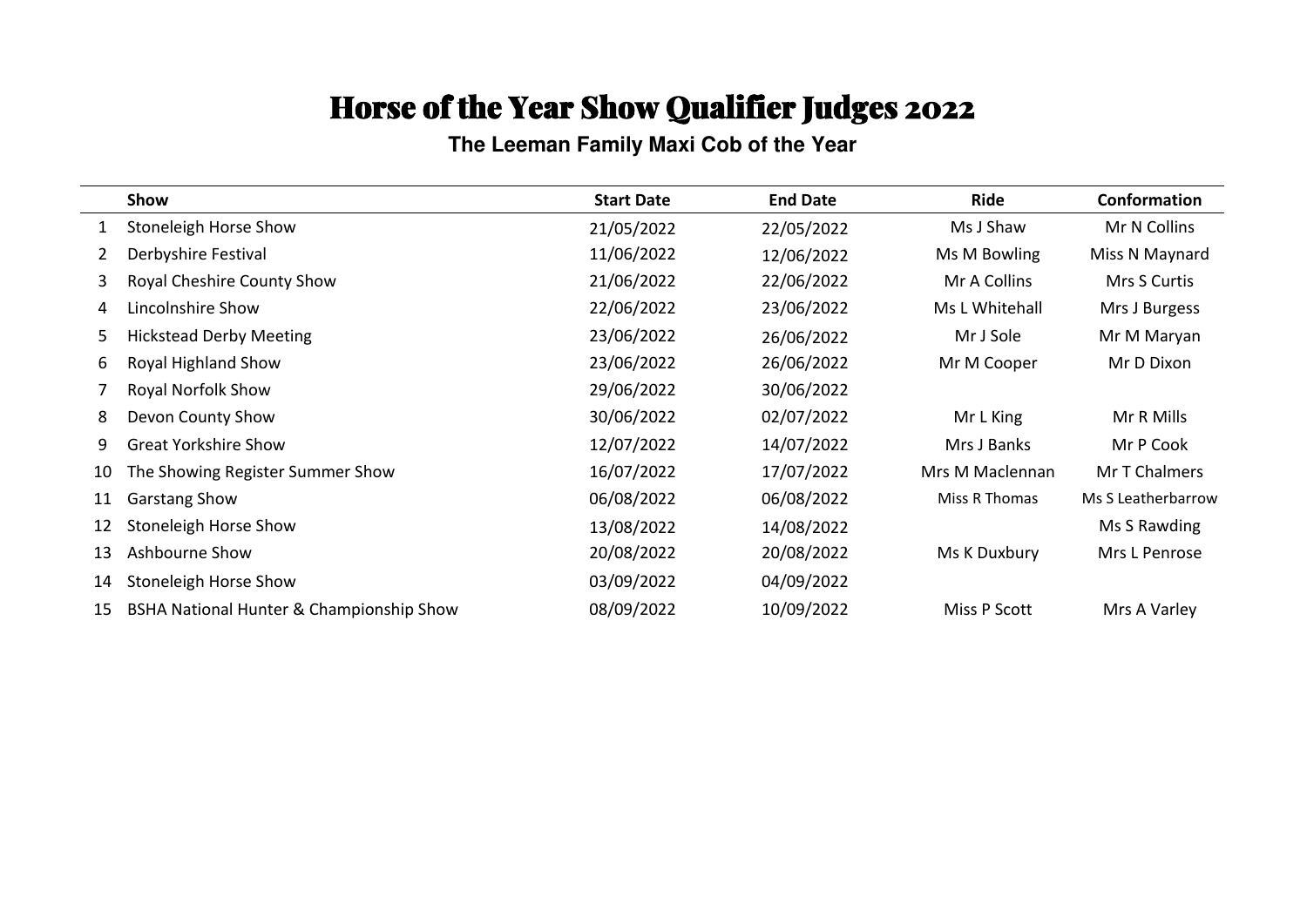# Horse of the Year Show Qualifier Judges 2022

## The Leeman Family Maxi Cob of the Year

| | Show | Start Date | End Date | Ride | Conformation |
|---|---|---|---|---|---|
| 1 | Stoneleigh Horse Show | 21/05/2022 | 22/05/2022 | Ms J Shaw | Mr N Collins |
| 2 | Derbyshire Festival | 11/06/2022 | 12/06/2022 | Ms M Bowling | Miss N Maynard |
| 3 | Royal Cheshire County Show | 21/06/2022 | 22/06/2022 | Mr A Collins | Mrs S Curtis |
| 4 | Lincolnshire Show | 22/06/2022 | 23/06/2022 | Ms L Whitehall | Mrs J Burgess |
| 5 | Hickstead Derby Meeting | 23/06/2022 | 26/06/2022 | Mr J Sole | Mr M Maryan |
| 6 | Royal Highland Show | 23/06/2022 | 26/06/2022 | Mr M Cooper | Mr D Dixon |
| 7 | Royal Norfolk Show | 29/06/2022 | 30/06/2022 | | |
| 8 | Devon County Show | 30/06/2022 | 02/07/2022 | Mr L King | Mr R Mills |
| 9 | Great Yorkshire Show | 12/07/2022 | 14/07/2022 | Mrs J Banks | Mr P Cook |
| 10 | The Showing Register Summer Show | 16/07/2022 | 17/07/2022 | Mrs M Maclennan | Mr T Chalmers |
| 11 | Garstang Show | 06/08/2022 | 06/08/2022 | Miss R Thomas | Ms S Leatherbarrow |
| 12 | Stoneleigh Horse Show | 13/08/2022 | 14/08/2022 | | Ms S Rawding |
| 13 | Ashbourne Show | 20/08/2022 | 20/08/2022 | Ms K Duxbury | Mrs L Penrose |
| 14 | Stoneleigh Horse Show | 03/09/2022 | 04/09/2022 | | |
| 15 | BSHA National Hunter & Championship Show | 08/09/2022 | 10/09/2022 | Miss P Scott | Mrs A Varley |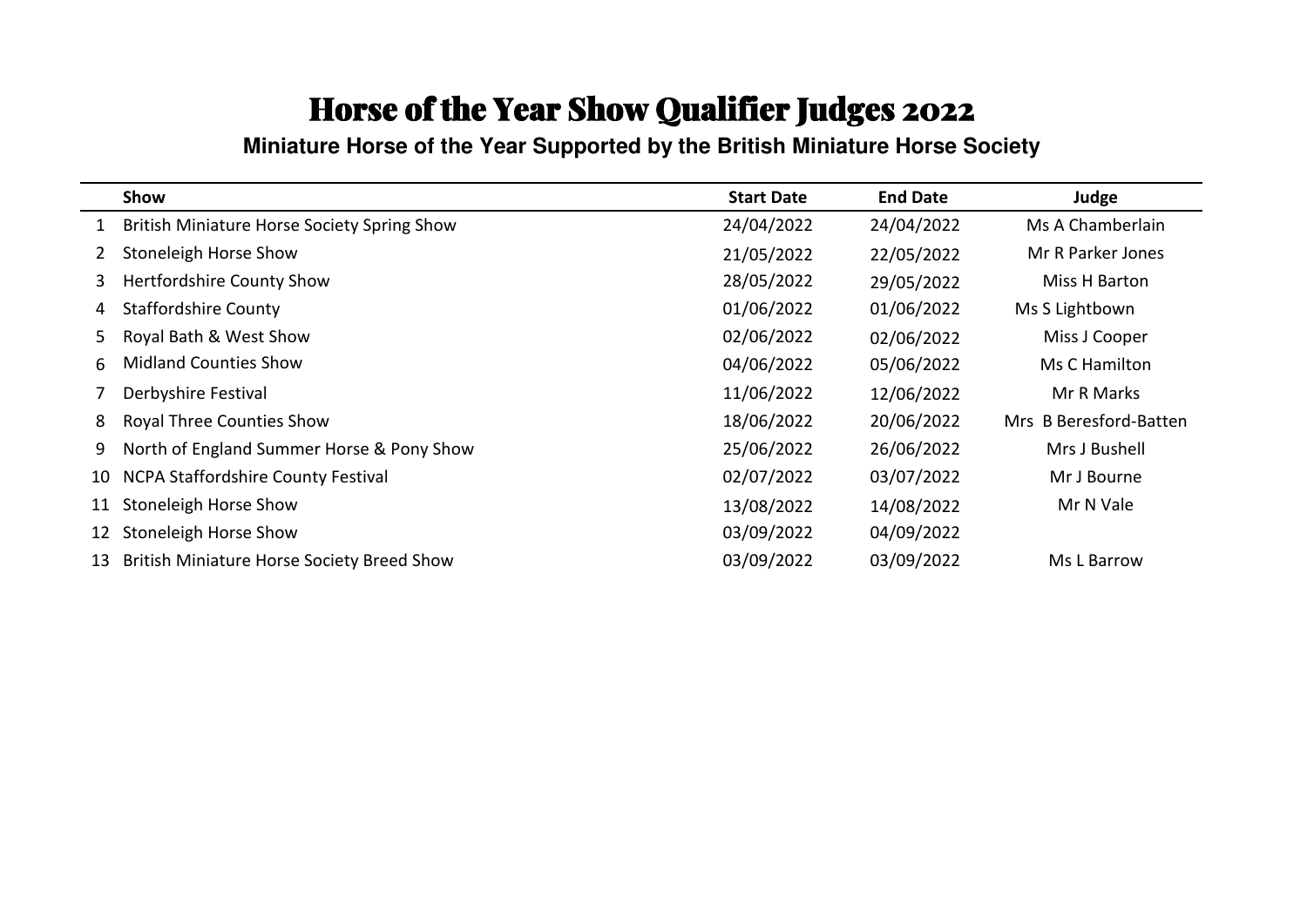# Horse of the Year Show Qualifier Judges 2022

**Miniature Horse of the Year Supported by the British Miniature Horse Society**

| | Show | Start Date | End Date | Judge |
|---|---|---|---|---|
| 1 | British Miniature Horse Society Spring Show | 24/04/2022 | 24/04/2022 | Ms A Chamberlain |
| 2 | Stoneleigh Horse Show | 21/05/2022 | 22/05/2022 | Mr R Parker Jones |
| 3 | Hertfordshire County Show | 28/05/2022 | 29/05/2022 | Miss H Barton |
| 4 | Staffordshire County | 01/06/2022 | 01/06/2022 | Ms S Lightbown |
| 5 | Royal Bath & West Show | 02/06/2022 | 02/06/2022 | Miss J Cooper |
| 6 | Midland Counties Show | 04/06/2022 | 05/06/2022 | Ms C Hamilton |
| 7 | Derbyshire Festival | 11/06/2022 | 12/06/2022 | Mr R Marks |
| 8 | Royal Three Counties Show | 18/06/2022 | 20/06/2022 | Mrs B Beresford-Batten |
| 9 | North of England Summer Horse & Pony Show | 25/06/2022 | 26/06/2022 | Mrs J Bushell |
| 10 | NCPA Staffordshire County Festival | 02/07/2022 | 03/07/2022 | Mr J Bourne |
| 11 | Stoneleigh Horse Show | 13/08/2022 | 14/08/2022 | Mr N Vale |
| 12 | Stoneleigh Horse Show | 03/09/2022 | 04/09/2022 | |
| 13 | British Miniature Horse Society Breed Show | 03/09/2022 | 03/09/2022 | Ms L Barrow |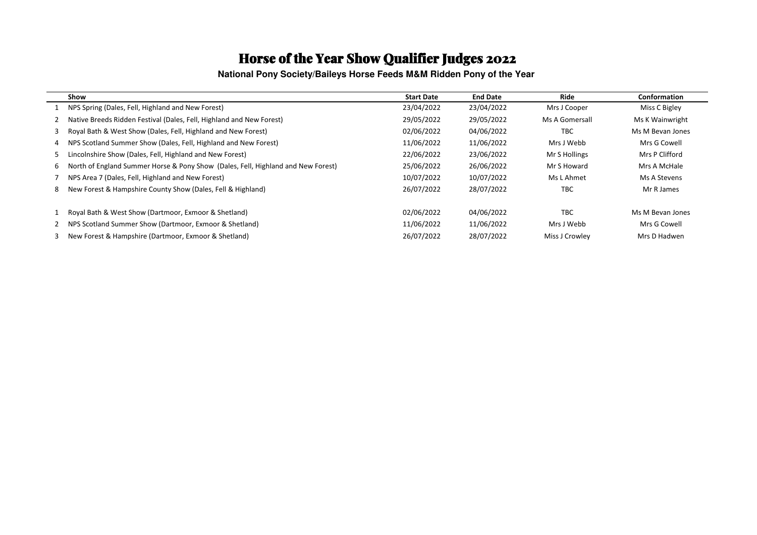# Horse of the Year Show Qualifier Judges 2022

**National Pony Society/Baileys Horse Feeds M&M Ridden Pony of the Year**

| | Show | Start Date | End Date | Ride | Conformation |
|---|---|---|---|---|---|
| 1 | NPS Spring (Dales, Fell, Highland and New Forest) | 23/04/2022 | 23/04/2022 | Mrs J Cooper | Miss C Bigley |
| 2 | Native Breeds Ridden Festival (Dales, Fell, Highland and New Forest) | 29/05/2022 | 29/05/2022 | Ms A Gomersall | Ms K Wainwright |
| 3 | Royal Bath & West Show (Dales, Fell, Highland and New Forest) | 02/06/2022 | 04/06/2022 | TBC | Ms M Bevan Jones |
| 4 | NPS Scotland Summer Show (Dales, Fell, Highland and New Forest) | 11/06/2022 | 11/06/2022 | Mrs J Webb | Mrs G Cowell |
| 5 | Lincolnshire Show (Dales, Fell, Highland and New Forest) | 22/06/2022 | 23/06/2022 | Mr S Hollings | Mrs P Clifford |
| 6 | North of England Summer Horse & Pony Show (Dales, Fell, Highland and New Forest) | 25/06/2022 | 26/06/2022 | Mr S Howard | Mrs A McHale |
| 7 | NPS Area 7 (Dales, Fell, Highland and New Forest) | 10/07/2022 | 10/07/2022 | Ms L Ahmet | Ms A Stevens |
| 8 | New Forest & Hampshire County Show (Dales, Fell & Highland) | 26/07/2022 | 28/07/2022 | TBC | Mr R James |
| | | | | | |
| 1 | Royal Bath & West Show (Dartmoor, Exmoor & Shetland) | 02/06/2022 | 04/06/2022 | TBC | Ms M Bevan Jones |
| 2 | NPS Scotland Summer Show (Dartmoor, Exmoor & Shetland) | 11/06/2022 | 11/06/2022 | Mrs J Webb | Mrs G Cowell |
| 3 | New Forest & Hampshire (Dartmoor, Exmoor & Shetland) | 26/07/2022 | 28/07/2022 | Miss J Crowley | Mrs D Hadwen |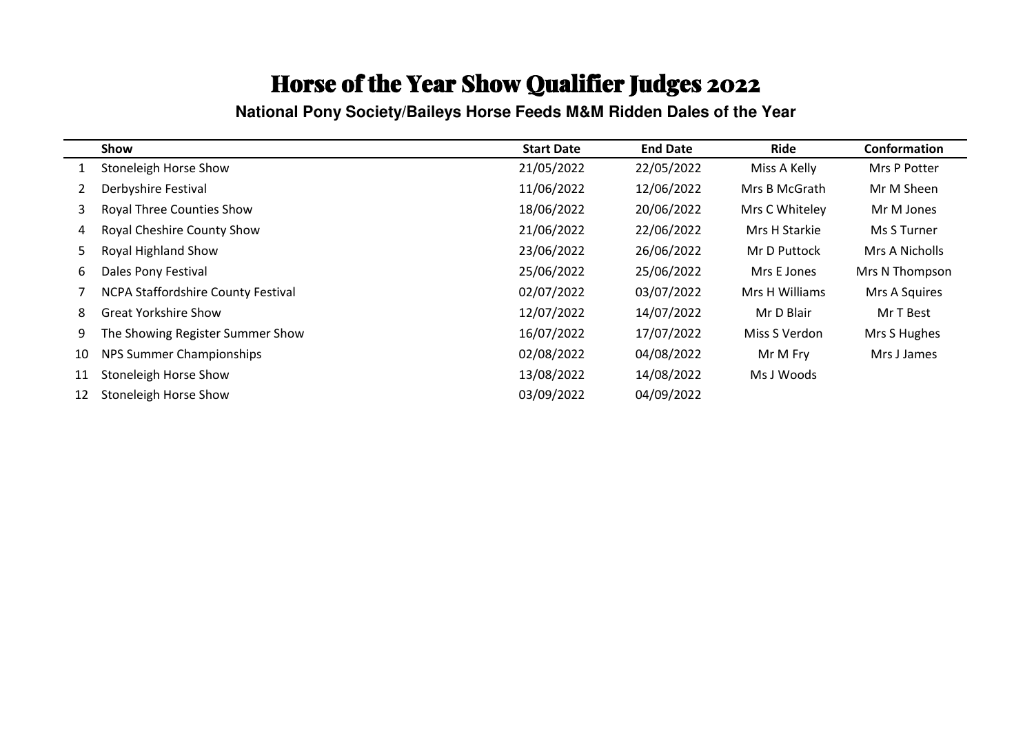# Horse of the Year Show Qualifier Judges 2022

**National Pony Society/Baileys Horse Feeds M&M Ridden Dales of the Year**

| | Show | Start Date | End Date | Ride | Conformation |
|---|---|---|---|---|---|
| 1 | Stoneleigh Horse Show | 21/05/2022 | 22/05/2022 | Miss A Kelly | Mrs P Potter |
| 2 | Derbyshire Festival | 11/06/2022 | 12/06/2022 | Mrs B McGrath | Mr M Sheen |
| 3 | Royal Three Counties Show | 18/06/2022 | 20/06/2022 | Mrs C Whiteley | Mr M Jones |
| 4 | Royal Cheshire County Show | 21/06/2022 | 22/06/2022 | Mrs H Starkie | Ms S Turner |
| 5 | Royal Highland Show | 23/06/2022 | 26/06/2022 | Mr D Puttock | Mrs A Nicholls |
| 6 | Dales Pony Festival | 25/06/2022 | 25/06/2022 | Mrs E Jones | Mrs N Thompson |
| 7 | NCPA Staffordshire County Festival | 02/07/2022 | 03/07/2022 | Mrs H Williams | Mrs A Squires |
| 8 | Great Yorkshire Show | 12/07/2022 | 14/07/2022 | Mr D Blair | Mr T Best |
| 9 | The Showing Register Summer Show | 16/07/2022 | 17/07/2022 | Miss S Verdon | Mrs S Hughes |
| 10 | NPS Summer Championships | 02/08/2022 | 04/08/2022 | Mr M Fry | Mrs J James |
| 11 | Stoneleigh Horse Show | 13/08/2022 | 14/08/2022 | Ms J Woods | |
| 12 | Stoneleigh Horse Show | 03/09/2022 | 04/09/2022 | | |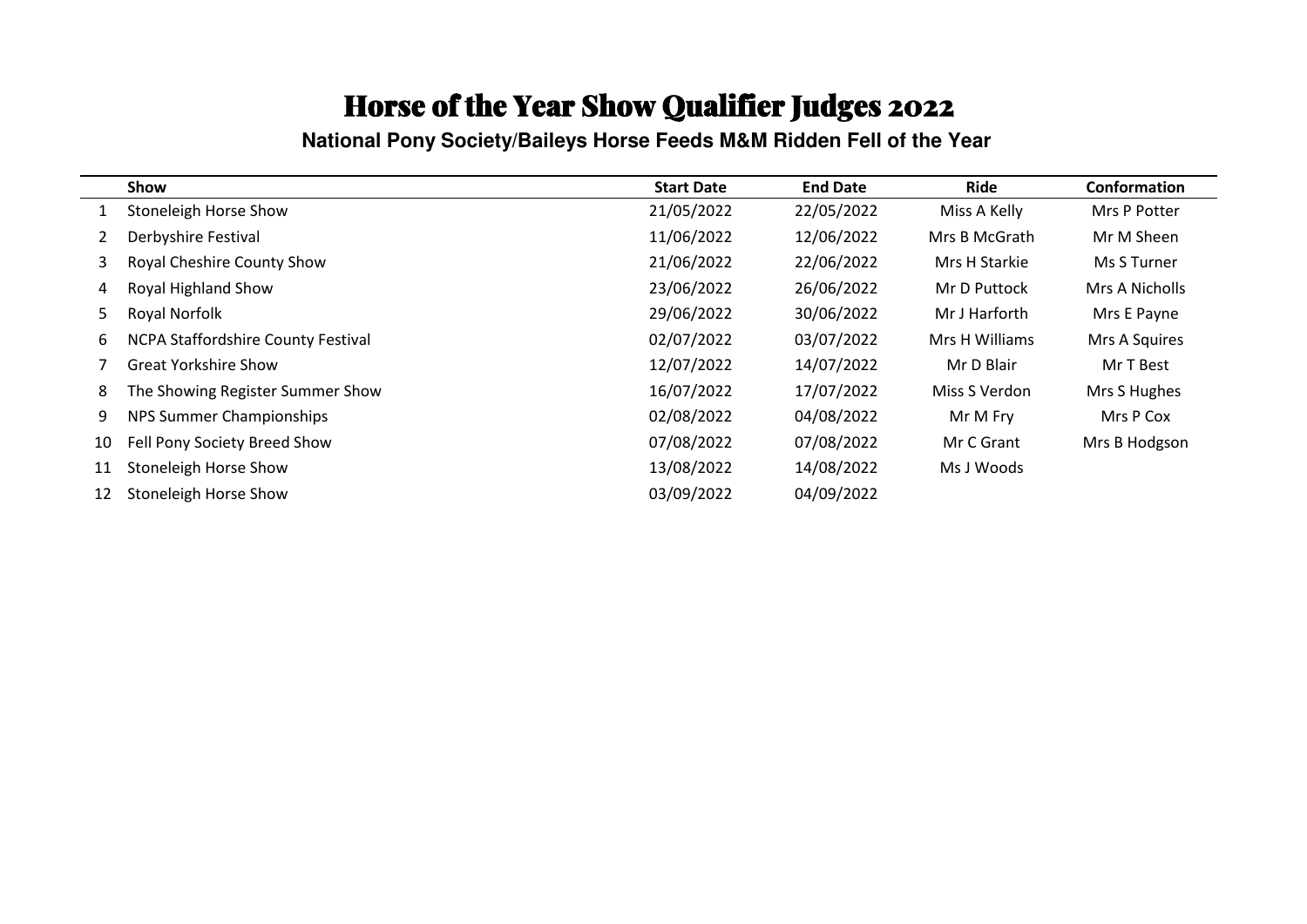# Horse of the Year Show Qualifier Judges 2022

## National Pony Society/Baileys Horse Feeds M&M Ridden Fell of the Year

| | Show | Start Date | End Date | Ride | Conformation |
|---|---|---|---|---|---|
| 1 | Stoneleigh Horse Show | 21/05/2022 | 22/05/2022 | Miss A Kelly | Mrs P Potter |
| 2 | Derbyshire Festival | 11/06/2022 | 12/06/2022 | Mrs B McGrath | Mr M Sheen |
| 3 | Royal Cheshire County Show | 21/06/2022 | 22/06/2022 | Mrs H Starkie | Ms S Turner |
| 4 | Royal Highland Show | 23/06/2022 | 26/06/2022 | Mr D Puttock | Mrs A Nicholls |
| 5 | Royal Norfolk | 29/06/2022 | 30/06/2022 | Mr J Harforth | Mrs E Payne |
| 6 | NCPA Staffordshire County Festival | 02/07/2022 | 03/07/2022 | Mrs H Williams | Mrs A Squires |
| 7 | Great Yorkshire Show | 12/07/2022 | 14/07/2022 | Mr D Blair | Mr T Best |
| 8 | The Showing Register Summer Show | 16/07/2022 | 17/07/2022 | Miss S Verdon | Mrs S Hughes |
| 9 | NPS Summer Championships | 02/08/2022 | 04/08/2022 | Mr M Fry | Mrs P Cox |
| 10 | Fell Pony Society Breed Show | 07/08/2022 | 07/08/2022 | Mr C Grant | Mrs B Hodgson |
| 11 | Stoneleigh Horse Show | 13/08/2022 | 14/08/2022 | Ms J Woods | |
| 12 | Stoneleigh Horse Show | 03/09/2022 | 04/09/2022 | | |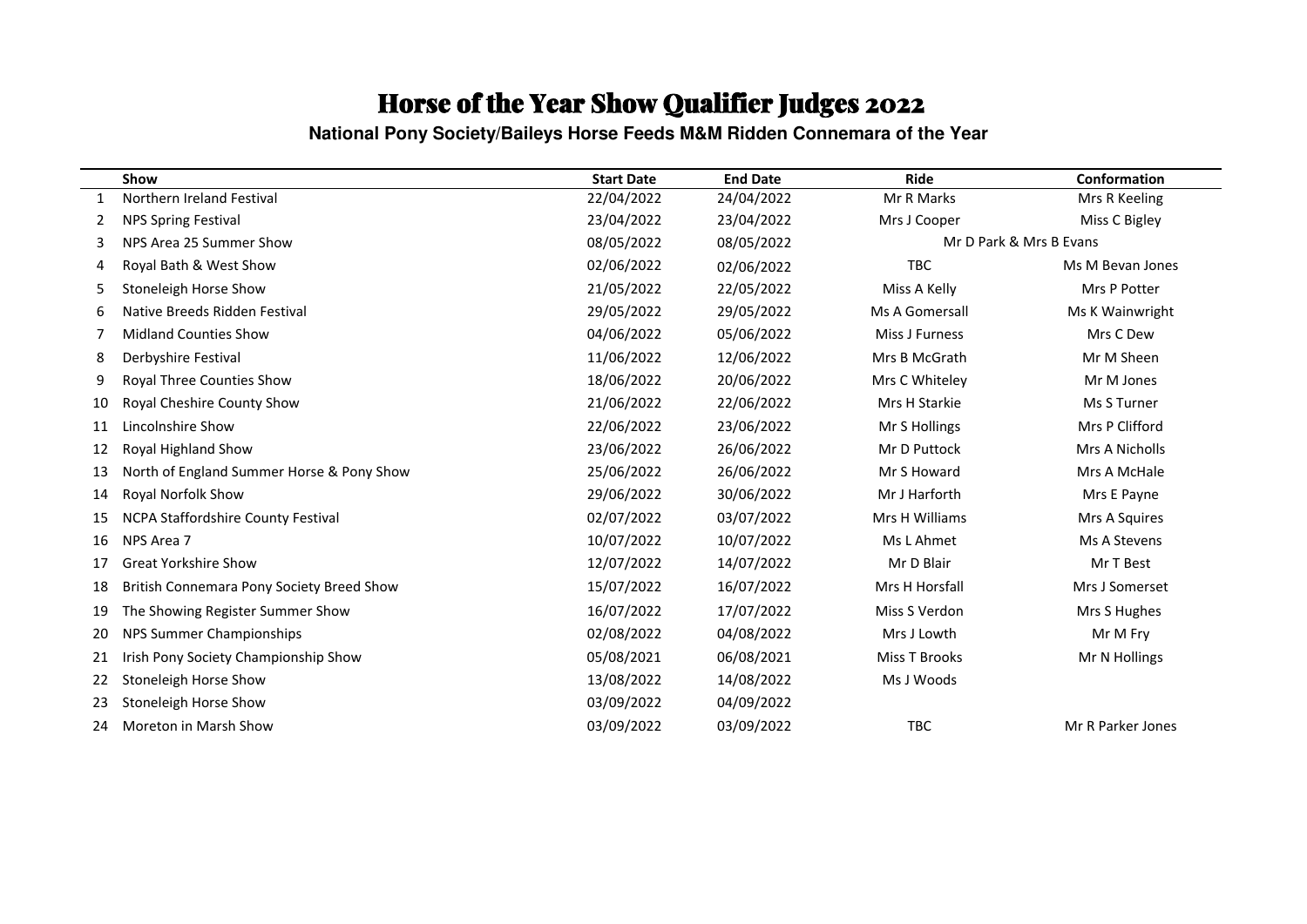# Horse of the Year Show Qualifier Judges 2022

**National Pony Society/Baileys Horse Feeds M&M Ridden Connemara of the Year**

| | Show | Start Date | End Date | Ride | Conformation |
|---|---|---|---|---|---|
| 1 | Northern Ireland Festival | 22/04/2022 | 24/04/2022 | Mr R Marks | Mrs R Keeling |
| 2 | NPS Spring Festival | 23/04/2022 | 23/04/2022 | Mrs J Cooper | Miss C Bigley |
| 3 | NPS Area 25 Summer Show | 08/05/2022 | 08/05/2022 | Mr D Park & Mrs B Evans | |
| 4 | Royal Bath & West Show | 02/06/2022 | 02/06/2022 | TBC | Ms M Bevan Jones |
| 5 | Stoneleigh Horse Show | 21/05/2022 | 22/05/2022 | Miss A Kelly | Mrs P Potter |
| 6 | Native Breeds Ridden Festival | 29/05/2022 | 29/05/2022 | Ms A Gomersall | Ms K Wainwright |
| 7 | Midland Counties Show | 04/06/2022 | 05/06/2022 | Miss J Furness | Mrs C Dew |
| 8 | Derbyshire Festival | 11/06/2022 | 12/06/2022 | Mrs B McGrath | Mr M Sheen |
| 9 | Royal Three Counties Show | 18/06/2022 | 20/06/2022 | Mrs C Whiteley | Mr M Jones |
| 10 | Royal Cheshire County Show | 21/06/2022 | 22/06/2022 | Mrs H Starkie | Ms S Turner |
| 11 | Lincolnshire Show | 22/06/2022 | 23/06/2022 | Mr S Hollings | Mrs P Clifford |
| 12 | Royal Highland Show | 23/06/2022 | 26/06/2022 | Mr D Puttock | Mrs A Nicholls |
| 13 | North of England Summer Horse & Pony Show | 25/06/2022 | 26/06/2022 | Mr S Howard | Mrs A McHale |
| 14 | Royal Norfolk Show | 29/06/2022 | 30/06/2022 | Mr J Harforth | Mrs E Payne |
| 15 | NCPA Staffordshire County Festival | 02/07/2022 | 03/07/2022 | Mrs H Williams | Mrs A Squires |
| 16 | NPS Area 7 | 10/07/2022 | 10/07/2022 | Ms L Ahmet | Ms A Stevens |
| 17 | Great Yorkshire Show | 12/07/2022 | 14/07/2022 | Mr D Blair | Mr T Best |
| 18 | British Connemara Pony Society Breed Show | 15/07/2022 | 16/07/2022 | Mrs H Horsfall | Mrs J Somerset |
| 19 | The Showing Register Summer Show | 16/07/2022 | 17/07/2022 | Miss S Verdon | Mrs S Hughes |
| 20 | NPS Summer Championships | 02/08/2022 | 04/08/2022 | Mrs J Lowth | Mr M Fry |
| 21 | Irish Pony Society Championship Show | 05/08/2021 | 06/08/2021 | Miss T Brooks | Mr N Hollings |
| 22 | Stoneleigh Horse Show | 13/08/2022 | 14/08/2022 | Ms J Woods | |
| 23 | Stoneleigh Horse Show | 03/09/2022 | 04/09/2022 | | |
| 24 | Moreton in Marsh Show | 03/09/2022 | 03/09/2022 | TBC | Mr R Parker Jones |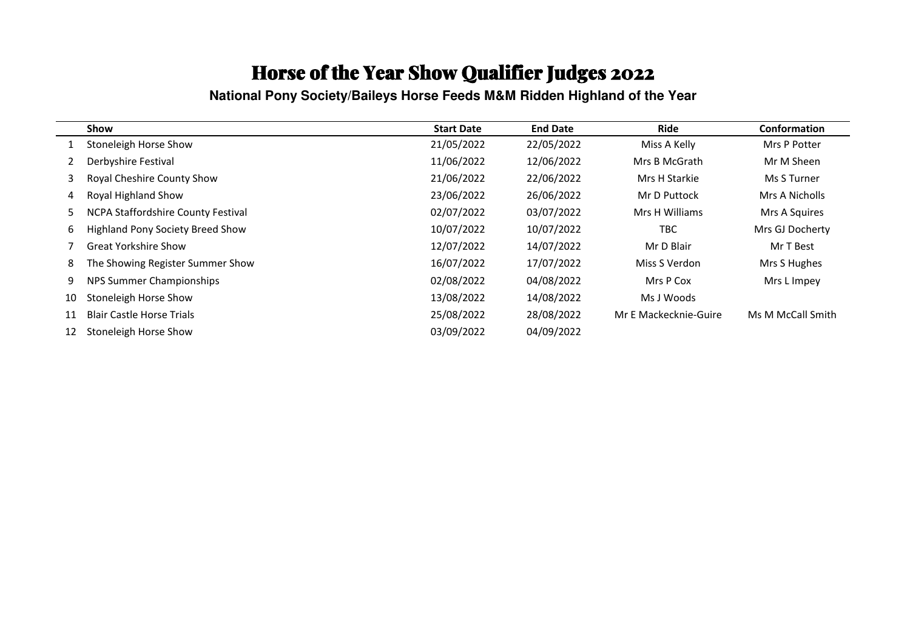# Horse of the Year Show Qualifier Judges 2022

## National Pony Society/Baileys Horse Feeds M&M Ridden Highland of the Year

| | Show | Start Date | End Date | Ride | Conformation |
|---|---|---|---|---|---|
| 1 | Stoneleigh Horse Show | 21/05/2022 | 22/05/2022 | Miss A Kelly | Mrs P Potter |
| 2 | Derbyshire Festival | 11/06/2022 | 12/06/2022 | Mrs B McGrath | Mr M Sheen |
| 3 | Royal Cheshire County Show | 21/06/2022 | 22/06/2022 | Mrs H Starkie | Ms S Turner |
| 4 | Royal Highland Show | 23/06/2022 | 26/06/2022 | Mr D Puttock | Mrs A Nicholls |
| 5 | NCPA Staffordshire County Festival | 02/07/2022 | 03/07/2022 | Mrs H Williams | Mrs A Squires |
| 6 | Highland Pony Society Breed Show | 10/07/2022 | 10/07/2022 | TBC | Mrs GJ Docherty |
| 7 | Great Yorkshire Show | 12/07/2022 | 14/07/2022 | Mr D Blair | Mr T Best |
| 8 | The Showing Register Summer Show | 16/07/2022 | 17/07/2022 | Miss S Verdon | Mrs S Hughes |
| 9 | NPS Summer Championships | 02/08/2022 | 04/08/2022 | Mrs P Cox | Mrs L Impey |
| 10 | Stoneleigh Horse Show | 13/08/2022 | 14/08/2022 | Ms J Woods | |
| 11 | Blair Castle Horse Trials | 25/08/2022 | 28/08/2022 | Mr E Mackecknie-Guire | Ms M McCall Smith |
| 12 | Stoneleigh Horse Show | 03/09/2022 | 04/09/2022 | | |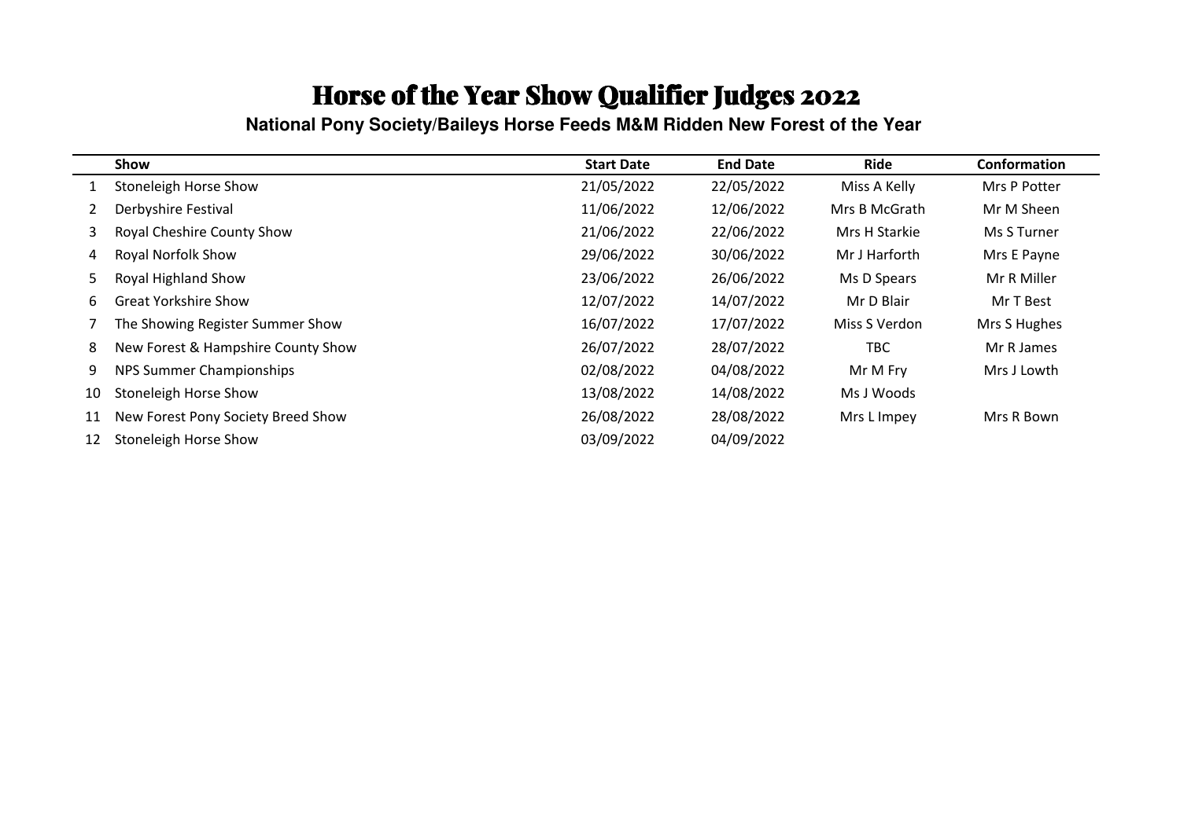# Horse of the Year Show Qualifier Judges 2022

## National Pony Society/Baileys Horse Feeds M&M Ridden New Forest of the Year

| | Show | Start Date | End Date | Ride | Conformation |
|---|---|---|---|---|---|
| 1 | Stoneleigh Horse Show | 21/05/2022 | 22/05/2022 | Miss A Kelly | Mrs P Potter |
| 2 | Derbyshire Festival | 11/06/2022 | 12/06/2022 | Mrs B McGrath | Mr M Sheen |
| 3 | Royal Cheshire County Show | 21/06/2022 | 22/06/2022 | Mrs H Starkie | Ms S Turner |
| 4 | Royal Norfolk Show | 29/06/2022 | 30/06/2022 | Mr J Harforth | Mrs E Payne |
| 5 | Royal Highland Show | 23/06/2022 | 26/06/2022 | Ms D Spears | Mr R Miller |
| 6 | Great Yorkshire Show | 12/07/2022 | 14/07/2022 | Mr D Blair | Mr T Best |
| 7 | The Showing Register Summer Show | 16/07/2022 | 17/07/2022 | Miss S Verdon | Mrs S Hughes |
| 8 | New Forest & Hampshire County Show | 26/07/2022 | 28/07/2022 | TBC | Mr R James |
| 9 | NPS Summer Championships | 02/08/2022 | 04/08/2022 | Mr M Fry | Mrs J Lowth |
| 10 | Stoneleigh Horse Show | 13/08/2022 | 14/08/2022 | Ms J Woods | |
| 11 | New Forest Pony Society Breed Show | 26/08/2022 | 28/08/2022 | Mrs L Impey | Mrs R Bown |
| 12 | Stoneleigh Horse Show | 03/09/2022 | 04/09/2022 | | |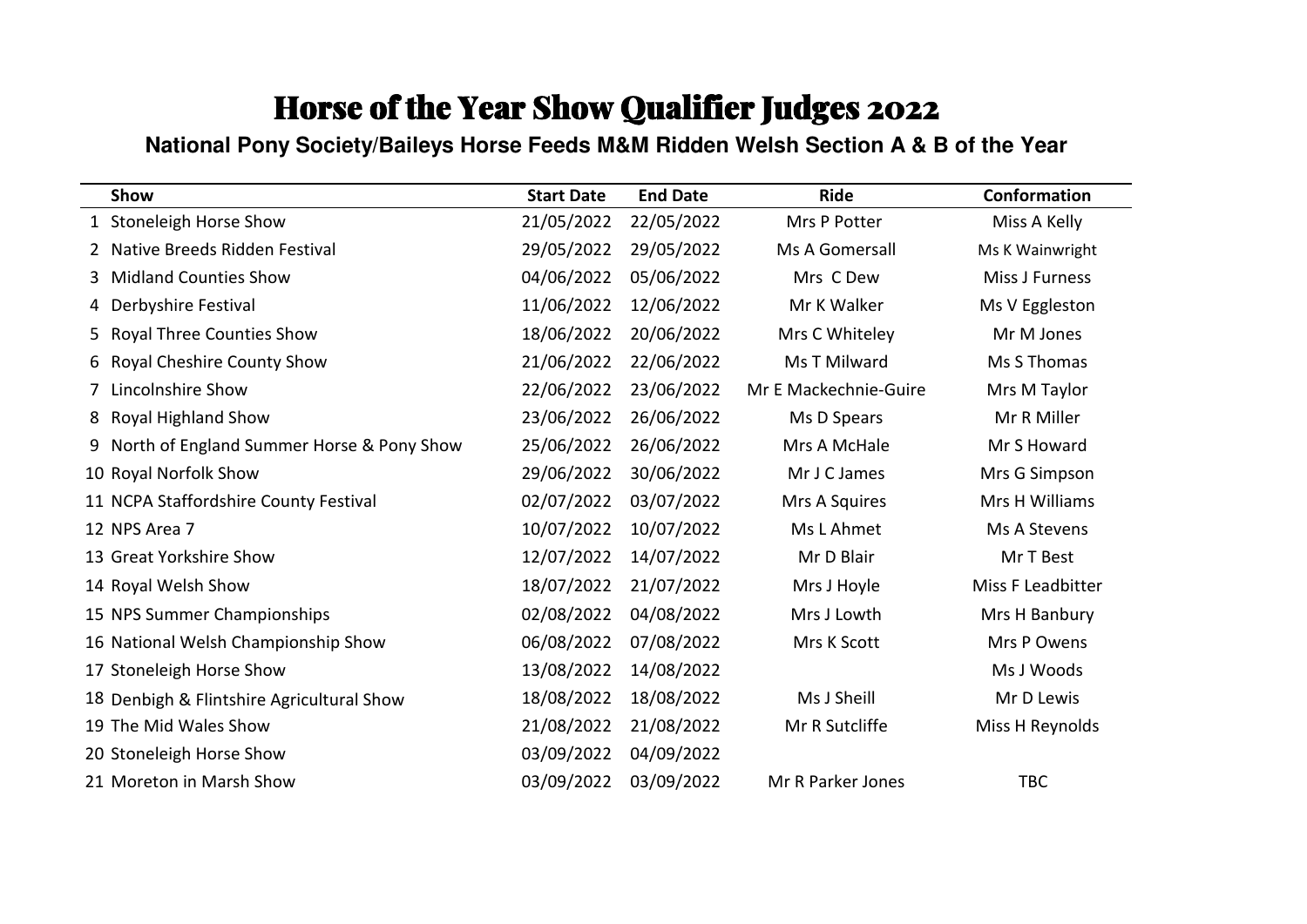# Horse of the Year Show Qualifier Judges 2022

**National Pony Society/Baileys Horse Feeds M&M Ridden Welsh Section A & B of the Year**

| | Show | Start Date | End Date | Ride | Conformation |
|---|---|---|---|---|---|
| 1 | Stoneleigh Horse Show | 21/05/2022 | 22/05/2022 | Mrs P Potter | Miss A Kelly |
| 2 | Native Breeds Ridden Festival | 29/05/2022 | 29/05/2022 | Ms A Gomersall | Ms K Wainwright |
| 3 | Midland Counties Show | 04/06/2022 | 05/06/2022 | Mrs C Dew | Miss J Furness |
| 4 | Derbyshire Festival | 11/06/2022 | 12/06/2022 | Mr K Walker | Ms V Eggleston |
| 5 | Royal Three Counties Show | 18/06/2022 | 20/06/2022 | Mrs C Whiteley | Mr M Jones |
| 6 | Royal Cheshire County Show | 21/06/2022 | 22/06/2022 | Ms T Milward | Ms S Thomas |
| 7 | Lincolnshire Show | 22/06/2022 | 23/06/2022 | Mr E Mackechnie-Guire | Mrs M Taylor |
| 8 | Royal Highland Show | 23/06/2022 | 26/06/2022 | Ms D Spears | Mr R Miller |
| 9 | North of England Summer Horse & Pony Show | 25/06/2022 | 26/06/2022 | Mrs A McHale | Mr S Howard |
| 10 | Royal Norfolk Show | 29/06/2022 | 30/06/2022 | Mr J C James | Mrs G Simpson |
| 11 | NCPA Staffordshire County Festival | 02/07/2022 | 03/07/2022 | Mrs A Squires | Mrs H Williams |
| 12 | NPS Area 7 | 10/07/2022 | 10/07/2022 | Ms L Ahmet | Ms A Stevens |
| 13 | Great Yorkshire Show | 12/07/2022 | 14/07/2022 | Mr D Blair | Mr T Best |
| 14 | Royal Welsh Show | 18/07/2022 | 21/07/2022 | Mrs J Hoyle | Miss F Leadbitter |
| 15 | NPS Summer Championships | 02/08/2022 | 04/08/2022 | Mrs J Lowth | Mrs H Banbury |
| 16 | National Welsh Championship Show | 06/08/2022 | 07/08/2022 | Mrs K Scott | Mrs P Owens |
| 17 | Stoneleigh Horse Show | 13/08/2022 | 14/08/2022 | | Ms J Woods |
| 18 | Denbigh & Flintshire Agricultural Show | 18/08/2022 | 18/08/2022 | Ms J Sheill | Mr D Lewis |
| 19 | The Mid Wales Show | 21/08/2022 | 21/08/2022 | Mr R Sutcliffe | Miss H Reynolds |
| 20 | Stoneleigh Horse Show | 03/09/2022 | 04/09/2022 | | |
| 21 | Moreton in Marsh Show | 03/09/2022 | 03/09/2022 | Mr R Parker Jones | TBC |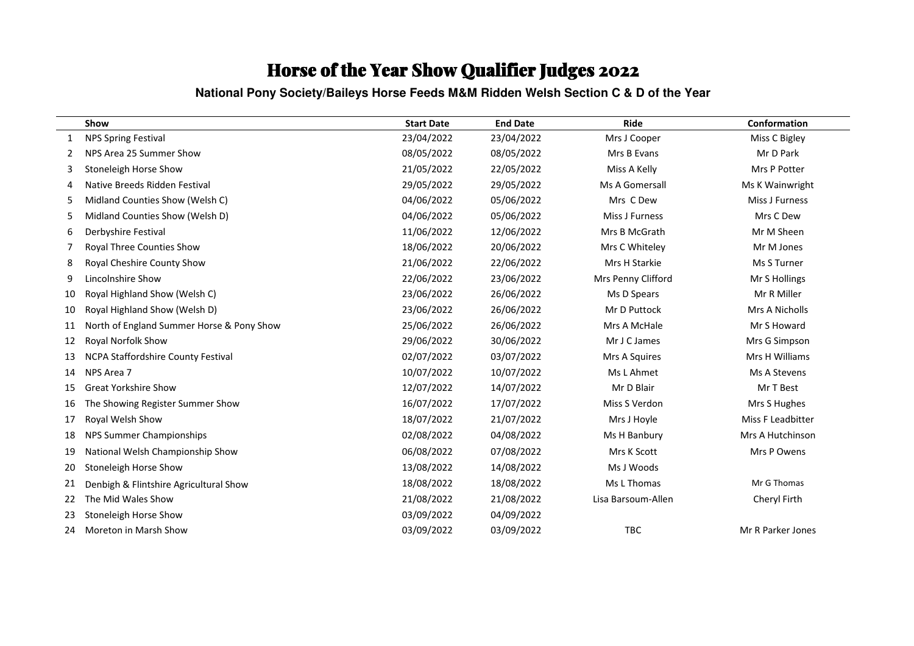# Horse of the Year Show Qualifier Judges 2022

### National Pony Society/Baileys Horse Feeds M&M Ridden Welsh Section C & D of the Year

| | Show | Start Date | End Date | Ride | Conformation |
|---|---|---|---|---|---|
| 1 | NPS Spring Festival | 23/04/2022 | 23/04/2022 | Mrs J Cooper | Miss C Bigley |
| 2 | NPS Area 25 Summer Show | 08/05/2022 | 08/05/2022 | Mrs B Evans | Mr D Park |
| 3 | Stoneleigh Horse Show | 21/05/2022 | 22/05/2022 | Miss A Kelly | Mrs P Potter |
| 4 | Native Breeds Ridden Festival | 29/05/2022 | 29/05/2022 | Ms A Gomersall | Ms K Wainwright |
| 5 | Midland Counties Show (Welsh C) | 04/06/2022 | 05/06/2022 | Mrs C Dew | Miss J Furness |
| 5 | Midland Counties Show (Welsh D) | 04/06/2022 | 05/06/2022 | Miss J Furness | Mrs C Dew |
| 6 | Derbyshire Festival | 11/06/2022 | 12/06/2022 | Mrs B McGrath | Mr M Sheen |
| 7 | Royal Three Counties Show | 18/06/2022 | 20/06/2022 | Mrs C Whiteley | Mr M Jones |
| 8 | Royal Cheshire County Show | 21/06/2022 | 22/06/2022 | Mrs H Starkie | Ms S Turner |
| 9 | Lincolnshire Show | 22/06/2022 | 23/06/2022 | Mrs Penny Clifford | Mr S Hollings |
| 10 | Royal Highland Show (Welsh C) | 23/06/2022 | 26/06/2022 | Ms D Spears | Mr R Miller |
| 10 | Royal Highland Show (Welsh D) | 23/06/2022 | 26/06/2022 | Mr D Puttock | Mrs A Nicholls |
| 11 | North of England Summer Horse & Pony Show | 25/06/2022 | 26/06/2022 | Mrs A McHale | Mr S Howard |
| 12 | Royal Norfolk Show | 29/06/2022 | 30/06/2022 | Mr J C James | Mrs G Simpson |
| 13 | NCPA Staffordshire County Festival | 02/07/2022 | 03/07/2022 | Mrs A Squires | Mrs H Williams |
| 14 | NPS Area 7 | 10/07/2022 | 10/07/2022 | Ms L Ahmet | Ms A Stevens |
| 15 | Great Yorkshire Show | 12/07/2022 | 14/07/2022 | Mr D Blair | Mr T Best |
| 16 | The Showing Register Summer Show | 16/07/2022 | 17/07/2022 | Miss S Verdon | Mrs S Hughes |
| 17 | Royal Welsh Show | 18/07/2022 | 21/07/2022 | Mrs J Hoyle | Miss F Leadbitter |
| 18 | NPS Summer Championships | 02/08/2022 | 04/08/2022 | Ms H Banbury | Mrs A Hutchinson |
| 19 | National Welsh Championship Show | 06/08/2022 | 07/08/2022 | Mrs K Scott | Mrs P Owens |
| 20 | Stoneleigh Horse Show | 13/08/2022 | 14/08/2022 | Ms J Woods | |
| 21 | Denbigh & Flintshire Agricultural Show | 18/08/2022 | 18/08/2022 | Ms L Thomas | Mr G Thomas |
| 22 | The Mid Wales Show | 21/08/2022 | 21/08/2022 | Lisa Barsoum-Allen | Cheryl Firth |
| 23 | Stoneleigh Horse Show | 03/09/2022 | 04/09/2022 | | |
| 24 | Moreton in Marsh Show | 03/09/2022 | 03/09/2022 | TBC | Mr R Parker Jones |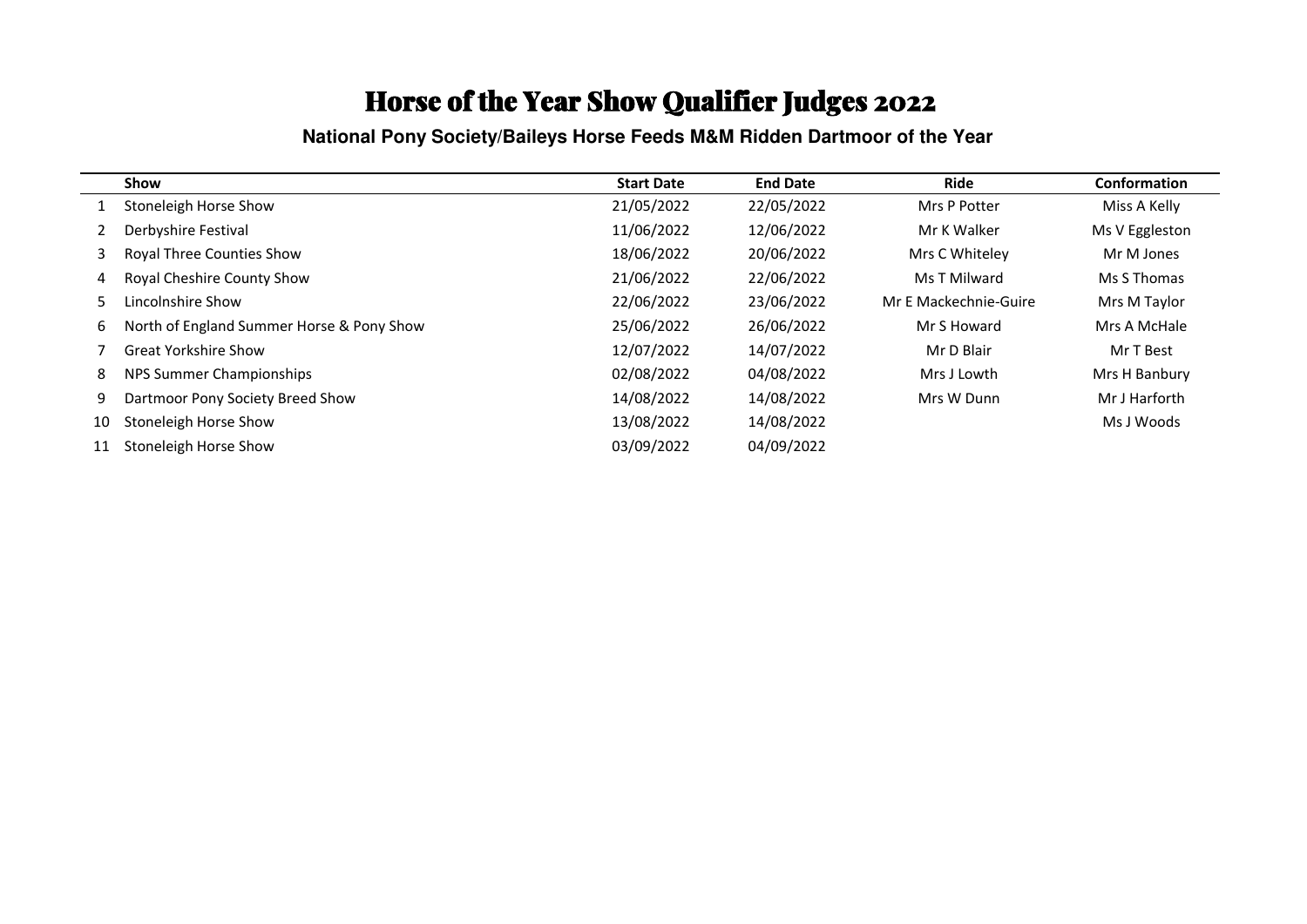# Horse of the Year Show Qualifier Judges 2022

**National Pony Society/Baileys Horse Feeds M&M Ridden Dartmoor of the Year**

| | Show | Start Date | End Date | Ride | Conformation |
|---|---|---|---|---|---|
| 1 | Stoneleigh Horse Show | 21/05/2022 | 22/05/2022 | Mrs P Potter | Miss A Kelly |
| 2 | Derbyshire Festival | 11/06/2022 | 12/06/2022 | Mr K Walker | Ms V Eggleston |
| 3 | Royal Three Counties Show | 18/06/2022 | 20/06/2022 | Mrs C Whiteley | Mr M Jones |
| 4 | Royal Cheshire County Show | 21/06/2022 | 22/06/2022 | Ms T Milward | Ms S Thomas |
| 5 | Lincolnshire Show | 22/06/2022 | 23/06/2022 | Mr E Mackechnie-Guire | Mrs M Taylor |
| 6 | North of England Summer Horse & Pony Show | 25/06/2022 | 26/06/2022 | Mr S Howard | Mrs A McHale |
| 7 | Great Yorkshire Show | 12/07/2022 | 14/07/2022 | Mr D Blair | Mr T Best |
| 8 | NPS Summer Championships | 02/08/2022 | 04/08/2022 | Mrs J Lowth | Mrs H Banbury |
| 9 | Dartmoor Pony Society Breed Show | 14/08/2022 | 14/08/2022 | Mrs W Dunn | Mr J Harforth |
| 10 | Stoneleigh Horse Show | 13/08/2022 | 14/08/2022 | | Ms J Woods |
| 11 | Stoneleigh Horse Show | 03/09/2022 | 04/09/2022 | | |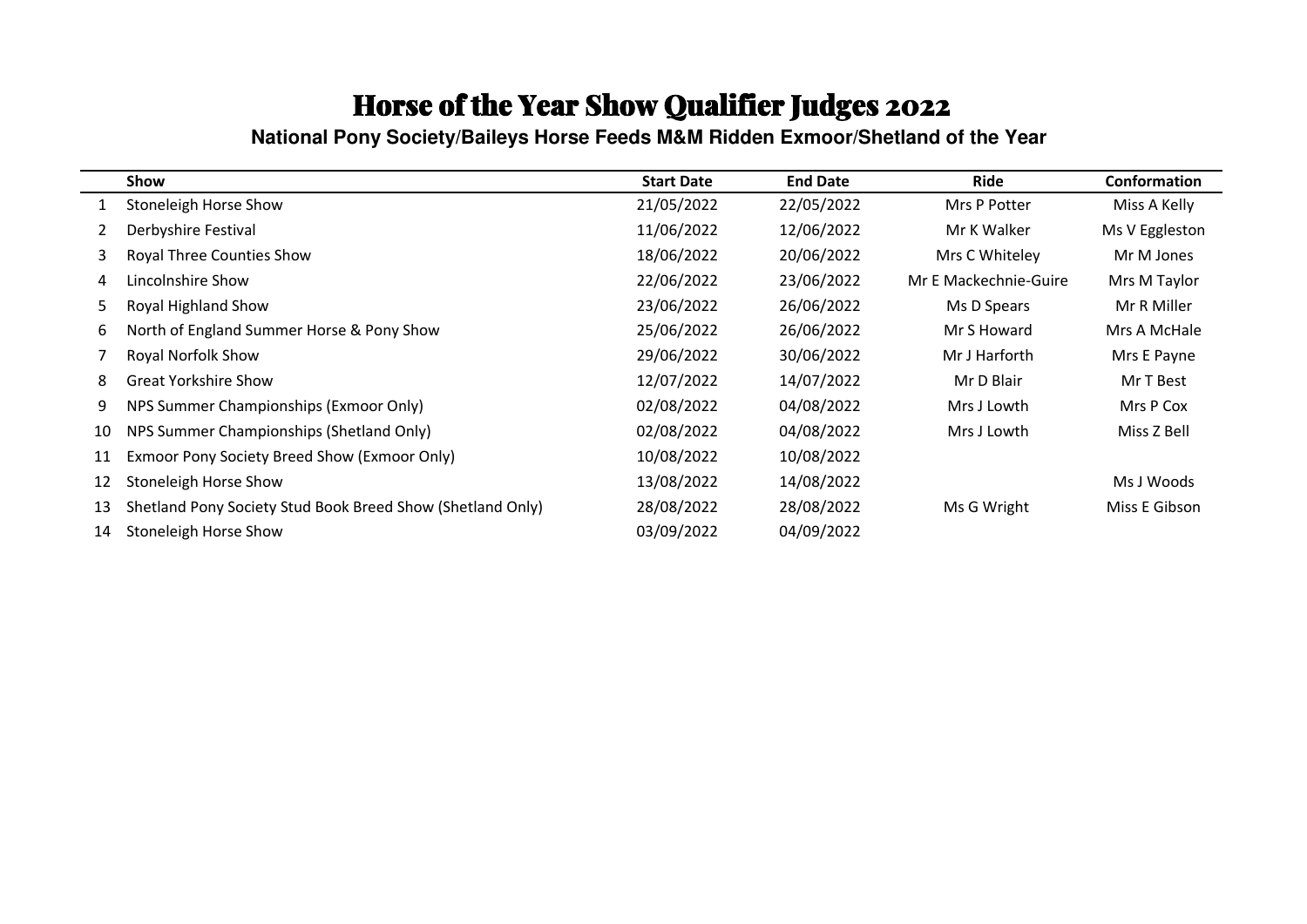# Horse of the Year Show Qualifier Judges 2022

**National Pony Society/Baileys Horse Feeds M&M Ridden Exmoor/Shetland of the Year**

| | Show | Start Date | End Date | Ride | Conformation |
|---|---|---|---|---|---|
| 1 | Stoneleigh Horse Show | 21/05/2022 | 22/05/2022 | Mrs P Potter | Miss A Kelly |
| 2 | Derbyshire Festival | 11/06/2022 | 12/06/2022 | Mr K Walker | Ms V Eggleston |
| 3 | Royal Three Counties Show | 18/06/2022 | 20/06/2022 | Mrs C Whiteley | Mr M Jones |
| 4 | Lincolnshire Show | 22/06/2022 | 23/06/2022 | Mr E Mackechnie-Guire | Mrs M Taylor |
| 5 | Royal Highland Show | 23/06/2022 | 26/06/2022 | Ms D Spears | Mr R Miller |
| 6 | North of England Summer Horse & Pony Show | 25/06/2022 | 26/06/2022 | Mr S Howard | Mrs A McHale |
| 7 | Royal Norfolk Show | 29/06/2022 | 30/06/2022 | Mr J Harforth | Mrs E Payne |
| 8 | Great Yorkshire Show | 12/07/2022 | 14/07/2022 | Mr D Blair | Mr T Best |
| 9 | NPS Summer Championships (Exmoor Only) | 02/08/2022 | 04/08/2022 | Mrs J Lowth | Mrs P Cox |
| 10 | NPS Summer Championships (Shetland Only) | 02/08/2022 | 04/08/2022 | Mrs J Lowth | Miss Z Bell |
| 11 | Exmoor Pony Society Breed Show (Exmoor Only) | 10/08/2022 | 10/08/2022 | | |
| 12 | Stoneleigh Horse Show | 13/08/2022 | 14/08/2022 | | Ms J Woods |
| 13 | Shetland Pony Society Stud Book Breed Show (Shetland Only) | 28/08/2022 | 28/08/2022 | Ms G Wright | Miss E Gibson |
| 14 | Stoneleigh Horse Show | 03/09/2022 | 04/09/2022 | | |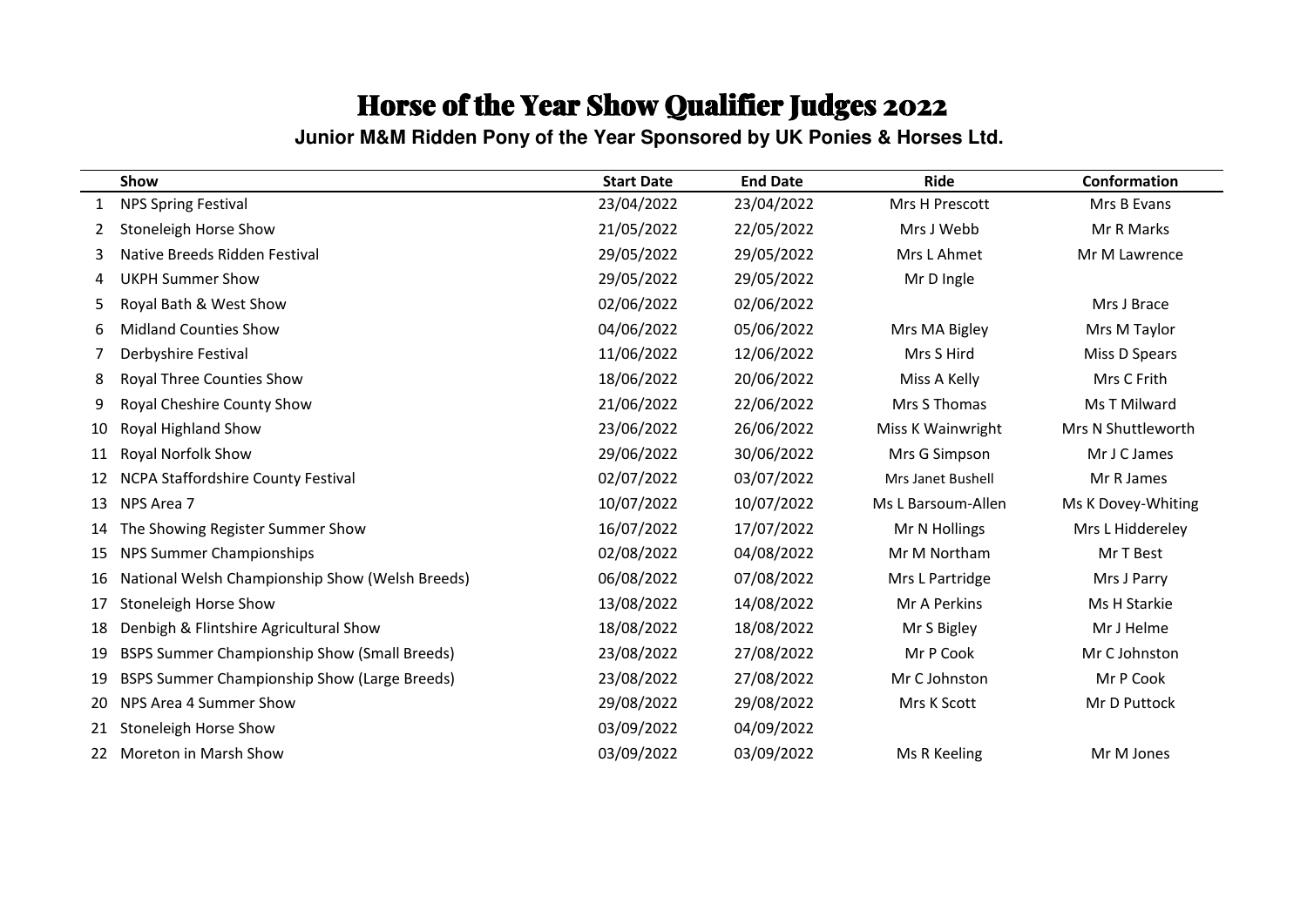# Horse of the Year Show Qualifier Judges 2022

**Junior M&M Ridden Pony of the Year Sponsored by UK Ponies & Horses Ltd.**

| | Show | Start Date | End Date | Ride | Conformation |
|---|---|---|---|---|---|
| 1 | NPS Spring Festival | 23/04/2022 | 23/04/2022 | Mrs H Prescott | Mrs B Evans |
| 2 | Stoneleigh Horse Show | 21/05/2022 | 22/05/2022 | Mrs J Webb | Mr R Marks |
| 3 | Native Breeds Ridden Festival | 29/05/2022 | 29/05/2022 | Mrs L Ahmet | Mr M Lawrence |
| 4 | UKPH Summer Show | 29/05/2022 | 29/05/2022 | Mr D Ingle | |
| 5 | Royal Bath & West Show | 02/06/2022 | 02/06/2022 | | Mrs J Brace |
| 6 | Midland Counties Show | 04/06/2022 | 05/06/2022 | Mrs MA Bigley | Mrs M Taylor |
| 7 | Derbyshire Festival | 11/06/2022 | 12/06/2022 | Mrs S Hird | Miss D Spears |
| 8 | Royal Three Counties Show | 18/06/2022 | 20/06/2022 | Miss A Kelly | Mrs C Frith |
| 9 | Royal Cheshire County Show | 21/06/2022 | 22/06/2022 | Mrs S Thomas | Ms T Milward |
| 10 | Royal Highland Show | 23/06/2022 | 26/06/2022 | Miss K Wainwright | Mrs N Shuttleworth |
| 11 | Royal Norfolk Show | 29/06/2022 | 30/06/2022 | Mrs G Simpson | Mr J C James |
| 12 | NCPA Staffordshire County Festival | 02/07/2022 | 03/07/2022 | Mrs Janet Bushell | Mr R James |
| 13 | NPS Area 7 | 10/07/2022 | 10/07/2022 | Ms L Barsoum-Allen | Ms K Dovey-Whiting |
| 14 | The Showing Register Summer Show | 16/07/2022 | 17/07/2022 | Mr N Hollings | Mrs L Hiddereley |
| 15 | NPS Summer Championships | 02/08/2022 | 04/08/2022 | Mr M Northam | Mr T Best |
| 16 | National Welsh Championship Show (Welsh Breeds) | 06/08/2022 | 07/08/2022 | Mrs L Partridge | Mrs J Parry |
| 17 | Stoneleigh Horse Show | 13/08/2022 | 14/08/2022 | Mr A Perkins | Ms H Starkie |
| 18 | Denbigh & Flintshire Agricultural Show | 18/08/2022 | 18/08/2022 | Mr S Bigley | Mr J Helme |
| 19 | BSPS Summer Championship Show (Small Breeds) | 23/08/2022 | 27/08/2022 | Mr P Cook | Mr C Johnston |
| 19 | BSPS Summer Championship Show (Large Breeds) | 23/08/2022 | 27/08/2022 | Mr C Johnston | Mr P Cook |
| 20 | NPS Area 4 Summer Show | 29/08/2022 | 29/08/2022 | Mrs K Scott | Mr D Puttock |
| 21 | Stoneleigh Horse Show | 03/09/2022 | 04/09/2022 | | |
| 22 | Moreton in Marsh Show | 03/09/2022 | 03/09/2022 | Ms R Keeling | Mr M Jones |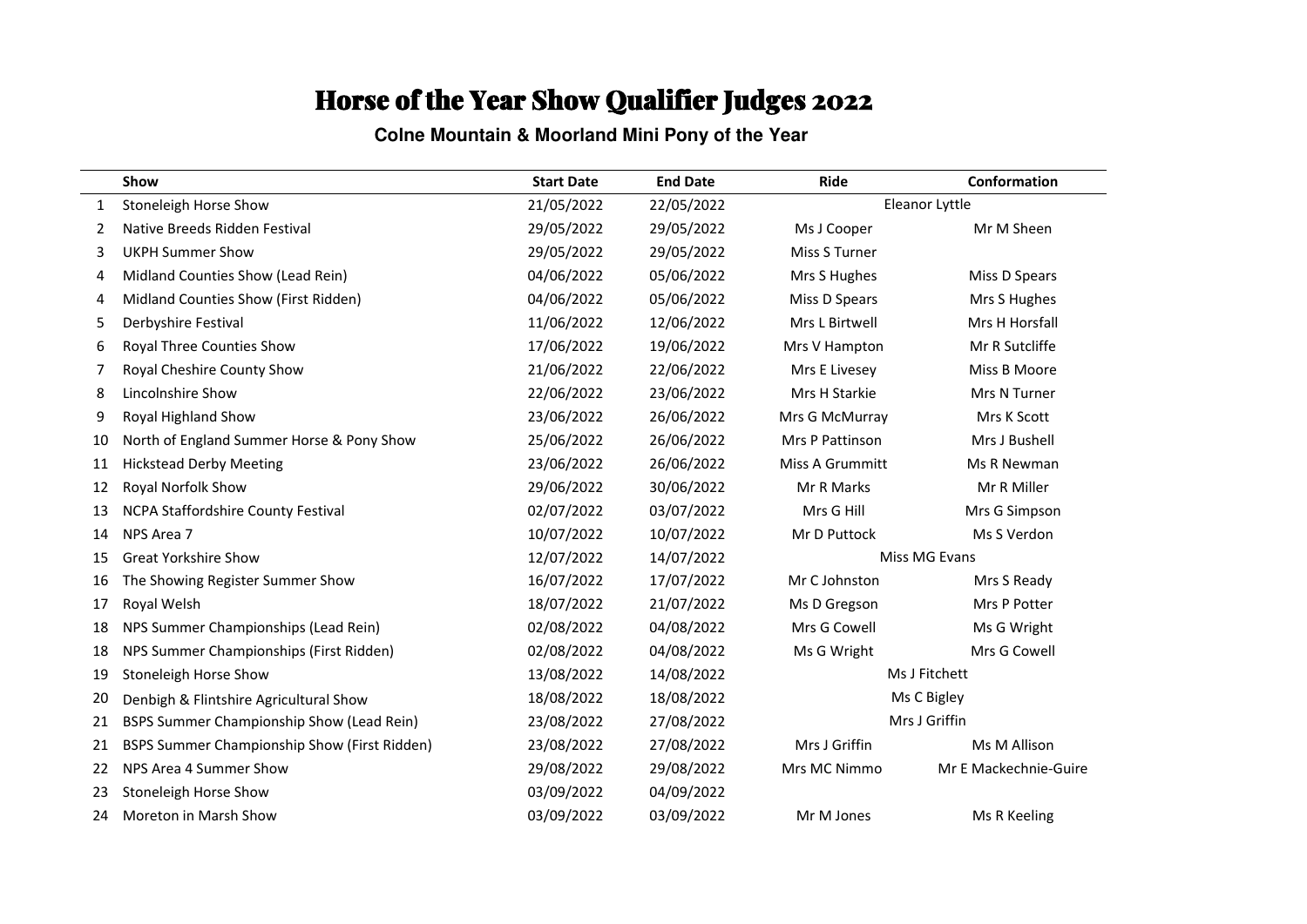# Horse of the Year Show Qualifier Judges 2022

## Colne Mountain & Moorland Mini Pony of the Year

| | Show | Start Date | End Date | Ride | Conformation |
|---|---|---|---|---|---|
| 1 | Stoneleigh Horse Show | 21/05/2022 | 22/05/2022 | Eleanor Lyttle | |
| 2 | Native Breeds Ridden Festival | 29/05/2022 | 29/05/2022 | Ms J Cooper | Mr M Sheen |
| 3 | UKPH Summer Show | 29/05/2022 | 29/05/2022 | Miss S Turner | |
| 4 | Midland Counties Show (Lead Rein) | 04/06/2022 | 05/06/2022 | Mrs S Hughes | Miss D Spears |
| 4 | Midland Counties Show (First Ridden) | 04/06/2022 | 05/06/2022 | Miss D Spears | Mrs S Hughes |
| 5 | Derbyshire Festival | 11/06/2022 | 12/06/2022 | Mrs L Birtwell | Mrs H Horsfall |
| 6 | Royal Three Counties Show | 17/06/2022 | 19/06/2022 | Mrs V Hampton | Mr R Sutcliffe |
| 7 | Royal Cheshire County Show | 21/06/2022 | 22/06/2022 | Mrs E Livesey | Miss B Moore |
| 8 | Lincolnshire Show | 22/06/2022 | 23/06/2022 | Mrs H Starkie | Mrs N Turner |
| 9 | Royal Highland Show | 23/06/2022 | 26/06/2022 | Mrs G McMurray | Mrs K Scott |
| 10 | North of England Summer Horse & Pony Show | 25/06/2022 | 26/06/2022 | Mrs P Pattinson | Mrs J Bushell |
| 11 | Hickstead Derby Meeting | 23/06/2022 | 26/06/2022 | Miss A Grummitt | Ms R Newman |
| 12 | Royal Norfolk Show | 29/06/2022 | 30/06/2022 | Mr R Marks | Mr R Miller |
| 13 | NCPA Staffordshire County Festival | 02/07/2022 | 03/07/2022 | Mrs G Hill | Mrs G Simpson |
| 14 | NPS Area 7 | 10/07/2022 | 10/07/2022 | Mr D Puttock | Ms S Verdon |
| 15 | Great Yorkshire Show | 12/07/2022 | 14/07/2022 | Miss MG Evans | |
| 16 | The Showing Register Summer Show | 16/07/2022 | 17/07/2022 | Mr C Johnston | Mrs S Ready |
| 17 | Royal Welsh | 18/07/2022 | 21/07/2022 | Ms D Gregson | Mrs P Potter |
| 18 | NPS Summer Championships (Lead Rein) | 02/08/2022 | 04/08/2022 | Mrs G Cowell | Ms G Wright |
| 18 | NPS Summer Championships (First Ridden) | 02/08/2022 | 04/08/2022 | Ms G Wright | Mrs G Cowell |
| 19 | Stoneleigh Horse Show | 13/08/2022 | 14/08/2022 | Ms J Fitchett | |
| 20 | Denbigh & Flintshire Agricultural Show | 18/08/2022 | 18/08/2022 | Ms C Bigley | |
| 21 | BSPS Summer Championship Show (Lead Rein) | 23/08/2022 | 27/08/2022 | Mrs J Griffin | |
| 21 | BSPS Summer Championship Show (First Ridden) | 23/08/2022 | 27/08/2022 | Mrs J Griffin | Ms M Allison |
| 22 | NPS Area 4 Summer Show | 29/08/2022 | 29/08/2022 | Mrs MC Nimmo | Mr E Mackechnie-Guire |
| 23 | Stoneleigh Horse Show | 03/09/2022 | 04/09/2022 | | |
| 24 | Moreton in Marsh Show | 03/09/2022 | 03/09/2022 | Mr M Jones | Ms R Keeling |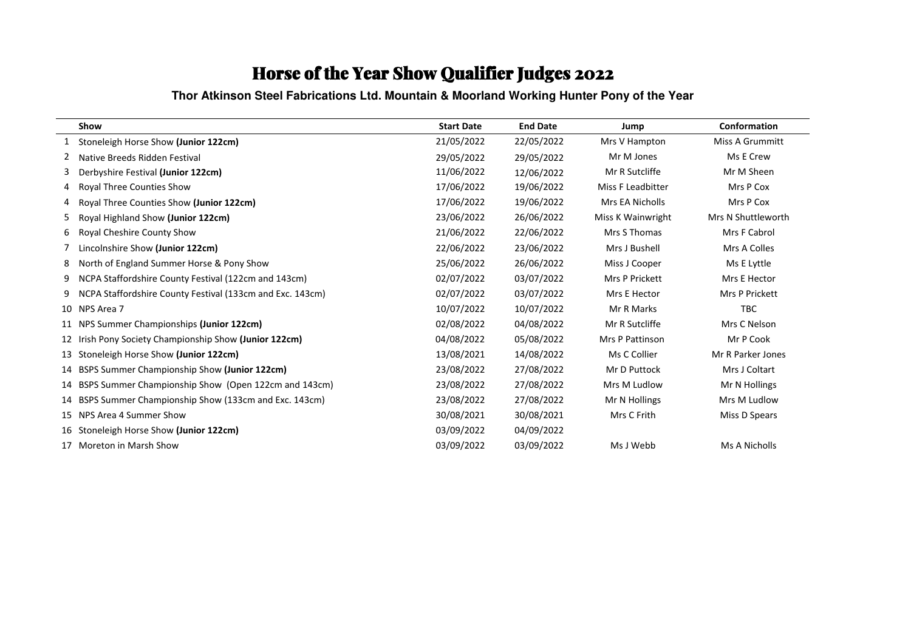# Horse of the Year Show Qualifier Judges 2022

**Thor Atkinson Steel Fabrications Ltd. Mountain & Moorland Working Hunter Pony of the Year**

| | Show | Start Date | End Date | Jump | Conformation |
|---|---|---|---|---|---|
| 1 | Stoneleigh Horse Show **(Junior 122cm)** | 21/05/2022 | 22/05/2022 | Mrs V Hampton | Miss A Grummitt |
| 2 | Native Breeds Ridden Festival | 29/05/2022 | 29/05/2022 | Mr M Jones | Ms E Crew |
| 3 | Derbyshire Festival **(Junior 122cm)** | 11/06/2022 | 12/06/2022 | Mr R Sutcliffe | Mr M Sheen |
| 4 | Royal Three Counties Show | 17/06/2022 | 19/06/2022 | Miss F Leadbitter | Mrs P Cox |
| 4 | Royal Three Counties Show **(Junior 122cm)** | 17/06/2022 | 19/06/2022 | Mrs EA Nicholls | Mrs P Cox |
| 5 | Royal Highland Show **(Junior 122cm)** | 23/06/2022 | 26/06/2022 | Miss K Wainwright | Mrs N Shuttleworth |
| 6 | Royal Cheshire County Show | 21/06/2022 | 22/06/2022 | Mrs S Thomas | Mrs F Cabrol |
| 7 | Lincolnshire Show **(Junior 122cm)** | 22/06/2022 | 23/06/2022 | Mrs J Bushell | Mrs A Colles |
| 8 | North of England Summer Horse & Pony Show | 25/06/2022 | 26/06/2022 | Miss J Cooper | Ms E Lyttle |
| 9 | NCPA Staffordshire County Festival (122cm and 143cm) | 02/07/2022 | 03/07/2022 | Mrs P Prickett | Mrs E Hector |
| 9 | NCPA Staffordshire County Festival (133cm and Exc. 143cm) | 02/07/2022 | 03/07/2022 | Mrs E Hector | Mrs P Prickett |
| 10 | NPS Area 7 | 10/07/2022 | 10/07/2022 | Mr R Marks | TBC |
| 11 | NPS Summer Championships **(Junior 122cm)** | 02/08/2022 | 04/08/2022 | Mr R Sutcliffe | Mrs C Nelson |
| 12 | Irish Pony Society Championship Show **(Junior 122cm)** | 04/08/2022 | 05/08/2022 | Mrs P Pattinson | Mr P Cook |
| 13 | Stoneleigh Horse Show **(Junior 122cm)** | 13/08/2021 | 14/08/2022 | Ms C Collier | Mr R Parker Jones |
| 14 | BSPS Summer Championship Show **(Junior 122cm)** | 23/08/2022 | 27/08/2022 | Mr D Puttock | Mrs J Coltart |
| 14 | BSPS Summer Championship Show (Open 122cm and 143cm) | 23/08/2022 | 27/08/2022 | Mrs M Ludlow | Mr N Hollings |
| 14 | BSPS Summer Championship Show (133cm and Exc. 143cm) | 23/08/2022 | 27/08/2022 | Mr N Hollings | Mrs M Ludlow |
| 15 | NPS Area 4 Summer Show | 30/08/2021 | 30/08/2021 | Mrs C Frith | Miss D Spears |
| 16 | Stoneleigh Horse Show **(Junior 122cm)** | 03/09/2022 | 04/09/2022 | | |
| 17 | Moreton in Marsh Show | 03/09/2022 | 03/09/2022 | Ms J Webb | Ms A Nicholls |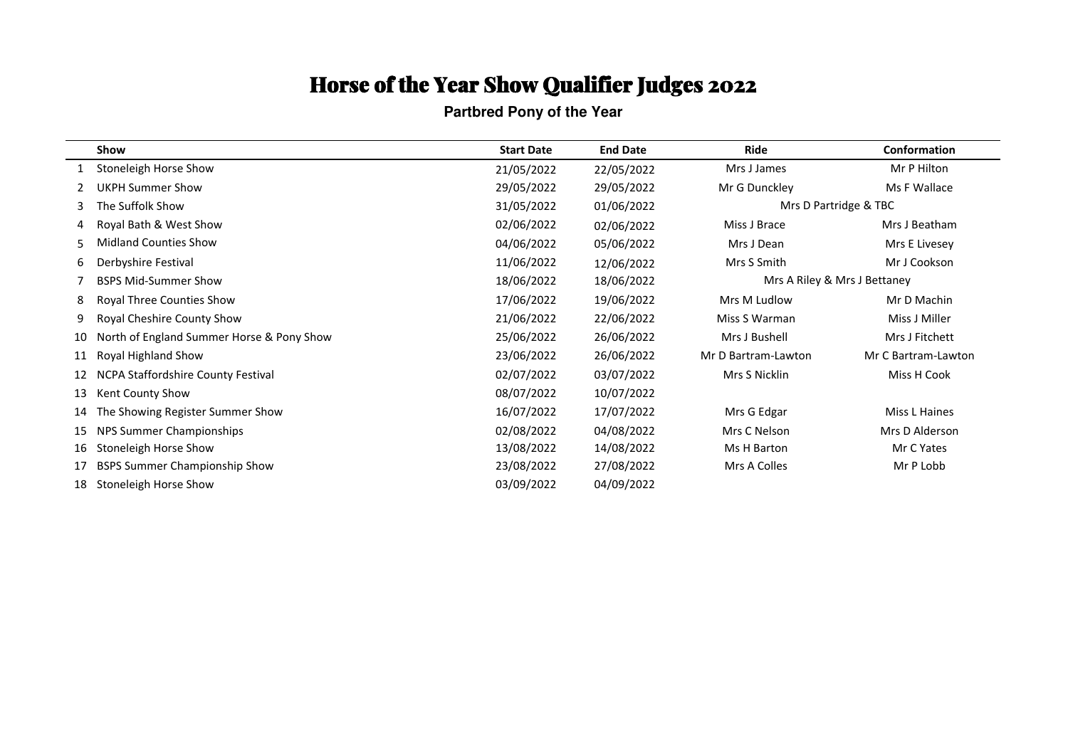# Horse of the Year Show Qualifier Judges 2022

**Partbred Pony of the Year**

| | Show | Start Date | End Date | Ride | Conformation |
|---|---|---|---|---|---|
| 1 | Stoneleigh Horse Show | 21/05/2022 | 22/05/2022 | Mrs J James | Mr P Hilton |
| 2 | UKPH Summer Show | 29/05/2022 | 29/05/2022 | Mr G Dunckley | Ms F Wallace |
| 3 | The Suffolk Show | 31/05/2022 | 01/06/2022 | Mrs D Partridge & TBC | |
| 4 | Royal Bath & West Show | 02/06/2022 | 02/06/2022 | Miss J Brace | Mrs J Beatham |
| 5 | Midland Counties Show | 04/06/2022 | 05/06/2022 | Mrs J Dean | Mrs E Livesey |
| 6 | Derbyshire Festival | 11/06/2022 | 12/06/2022 | Mrs S Smith | Mr J Cookson |
| 7 | BSPS Mid-Summer Show | 18/06/2022 | 18/06/2022 | Mrs A Riley & Mrs J Bettaney | |
| 8 | Royal Three Counties Show | 17/06/2022 | 19/06/2022 | Mrs M Ludlow | Mr D Machin |
| 9 | Royal Cheshire County Show | 21/06/2022 | 22/06/2022 | Miss S Warman | Miss J Miller |
| 10 | North of England Summer Horse & Pony Show | 25/06/2022 | 26/06/2022 | Mrs J Bushell | Mrs J Fitchett |
| 11 | Royal Highland Show | 23/06/2022 | 26/06/2022 | Mr D Bartram-Lawton | Mr C Bartram-Lawton |
| 12 | NCPA Staffordshire County Festival | 02/07/2022 | 03/07/2022 | Mrs S Nicklin | Miss H Cook |
| 13 | Kent County Show | 08/07/2022 | 10/07/2022 | | |
| 14 | The Showing Register Summer Show | 16/07/2022 | 17/07/2022 | Mrs G Edgar | Miss L Haines |
| 15 | NPS Summer Championships | 02/08/2022 | 04/08/2022 | Mrs C Nelson | Mrs D Alderson |
| 16 | Stoneleigh Horse Show | 13/08/2022 | 14/08/2022 | Ms H Barton | Mr C Yates |
| 17 | BSPS Summer Championship Show | 23/08/2022 | 27/08/2022 | Mrs A Colles | Mr P Lobb |
| 18 | Stoneleigh Horse Show | 03/09/2022 | 04/09/2022 | | |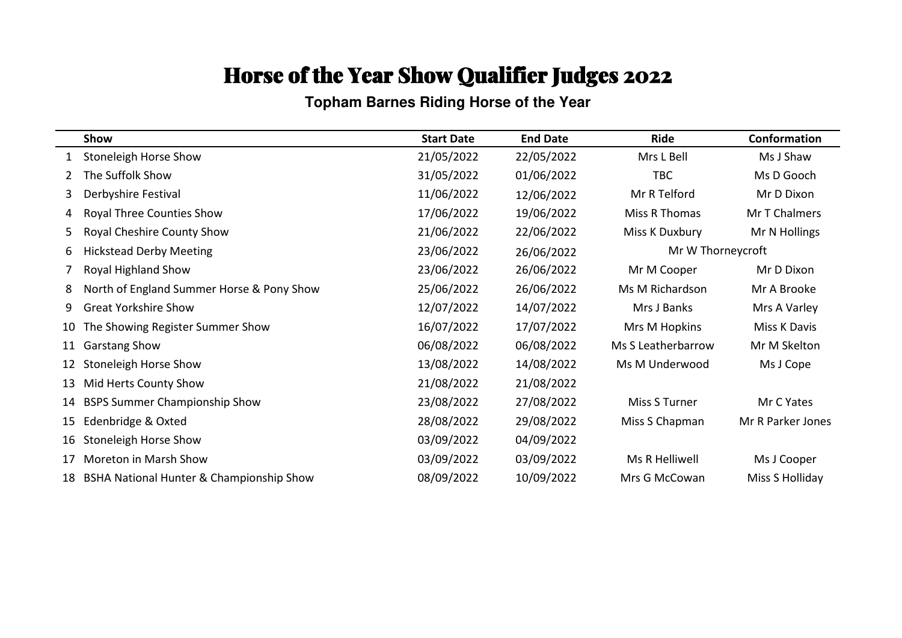# Horse of the Year Show Qualifier Judges 2022

## Topham Barnes Riding Horse of the Year

| | Show | Start Date | End Date | Ride | Conformation |
|---|---|---|---|---|---|
| 1 | Stoneleigh Horse Show | 21/05/2022 | 22/05/2022 | Mrs L Bell | Ms J Shaw |
| 2 | The Suffolk Show | 31/05/2022 | 01/06/2022 | TBC | Ms D Gooch |
| 3 | Derbyshire Festival | 11/06/2022 | 12/06/2022 | Mr R Telford | Mr D Dixon |
| 4 | Royal Three Counties Show | 17/06/2022 | 19/06/2022 | Miss R Thomas | Mr T Chalmers |
| 5 | Royal Cheshire County Show | 21/06/2022 | 22/06/2022 | Miss K Duxbury | Mr N Hollings |
| 6 | Hickstead Derby Meeting | 23/06/2022 | 26/06/2022 | Mr W Thorneycroft | |
| 7 | Royal Highland Show | 23/06/2022 | 26/06/2022 | Mr M Cooper | Mr D Dixon |
| 8 | North of England Summer Horse & Pony Show | 25/06/2022 | 26/06/2022 | Ms M Richardson | Mr A Brooke |
| 9 | Great Yorkshire Show | 12/07/2022 | 14/07/2022 | Mrs J Banks | Mrs A Varley |
| 10 | The Showing Register Summer Show | 16/07/2022 | 17/07/2022 | Mrs M Hopkins | Miss K Davis |
| 11 | Garstang Show | 06/08/2022 | 06/08/2022 | Ms S Leatherbarrow | Mr M Skelton |
| 12 | Stoneleigh Horse Show | 13/08/2022 | 14/08/2022 | Ms M Underwood | Ms J Cope |
| 13 | Mid Herts County Show | 21/08/2022 | 21/08/2022 | | |
| 14 | BSPS Summer Championship Show | 23/08/2022 | 27/08/2022 | Miss S Turner | Mr C Yates |
| 15 | Edenbridge & Oxted | 28/08/2022 | 29/08/2022 | Miss S Chapman | Mr R Parker Jones |
| 16 | Stoneleigh Horse Show | 03/09/2022 | 04/09/2022 | | |
| 17 | Moreton in Marsh Show | 03/09/2022 | 03/09/2022 | Ms R Helliwell | Ms J Cooper |
| 18 | BSHA National Hunter & Championship Show | 08/09/2022 | 10/09/2022 | Mrs G McCowan | Miss S Holliday |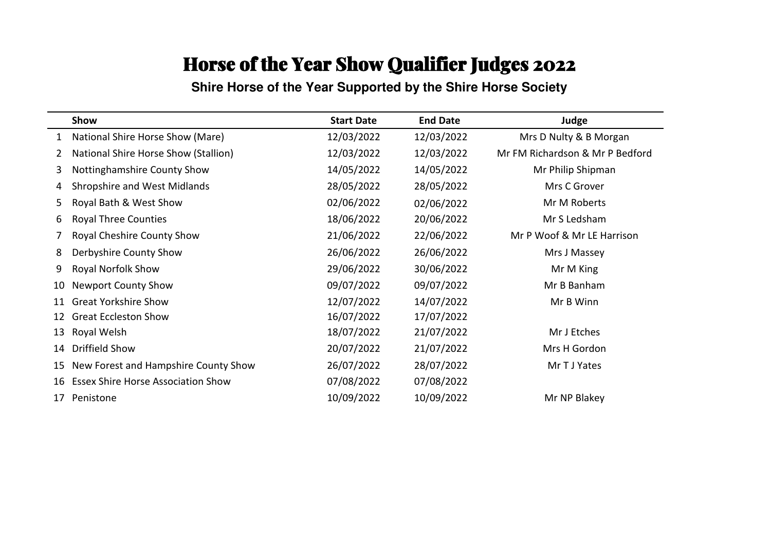# Horse of the Year Show Qualifier Judges 2022

**Shire Horse of the Year Supported by the Shire Horse Society**

| | Show | Start Date | End Date | Judge |
|---|---|---|---|---|
| 1 | National Shire Horse Show (Mare) | 12/03/2022 | 12/03/2022 | Mrs D Nulty & B Morgan |
| 2 | National Shire Horse Show (Stallion) | 12/03/2022 | 12/03/2022 | Mr FM Richardson & Mr P Bedford |
| 3 | Nottinghamshire County Show | 14/05/2022 | 14/05/2022 | Mr Philip Shipman |
| 4 | Shropshire and West Midlands | 28/05/2022 | 28/05/2022 | Mrs C Grover |
| 5 | Royal Bath & West Show | 02/06/2022 | 02/06/2022 | Mr M Roberts |
| 6 | Royal Three Counties | 18/06/2022 | 20/06/2022 | Mr S Ledsham |
| 7 | Royal Cheshire County Show | 21/06/2022 | 22/06/2022 | Mr P Woof & Mr LE Harrison |
| 8 | Derbyshire County Show | 26/06/2022 | 26/06/2022 | Mrs J Massey |
| 9 | Royal Norfolk Show | 29/06/2022 | 30/06/2022 | Mr M King |
| 10 | Newport County Show | 09/07/2022 | 09/07/2022 | Mr B Banham |
| 11 | Great Yorkshire Show | 12/07/2022 | 14/07/2022 | Mr B Winn |
| 12 | Great Eccleston Show | 16/07/2022 | 17/07/2022 | |
| 13 | Royal Welsh | 18/07/2022 | 21/07/2022 | Mr J Etches |
| 14 | Driffield Show | 20/07/2022 | 21/07/2022 | Mrs H Gordon |
| 15 | New Forest and Hampshire County Show | 26/07/2022 | 28/07/2022 | Mr T J Yates |
| 16 | Essex Shire Horse Association Show | 07/08/2022 | 07/08/2022 | |
| 17 | Penistone | 10/09/2022 | 10/09/2022 | Mr NP Blakey |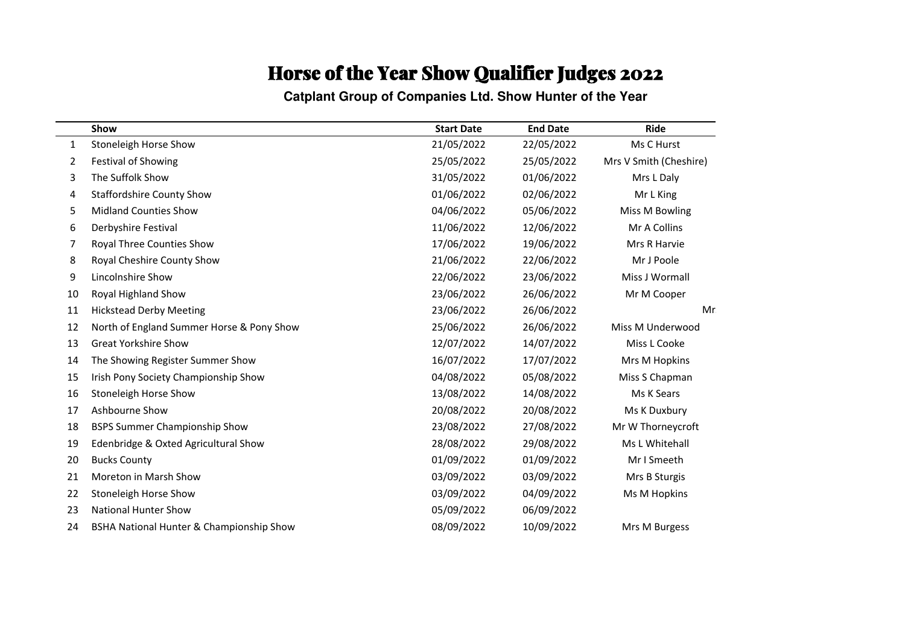# Horse of the Year Show Qualifier Judges 2022

**Catplant Group of Companies Ltd. Show Hunter of the Year**

| | Show | Start Date | End Date | Ride |
|---|---|---|---|---|
| 1 | Stoneleigh Horse Show | 21/05/2022 | 22/05/2022 | Ms C Hurst |
| 2 | Festival of Showing | 25/05/2022 | 25/05/2022 | Mrs V Smith (Cheshire) |
| 3 | The Suffolk Show | 31/05/2022 | 01/06/2022 | Mrs L Daly |
| 4 | Staffordshire County Show | 01/06/2022 | 02/06/2022 | Mr L King |
| 5 | Midland Counties Show | 04/06/2022 | 05/06/2022 | Miss M Bowling |
| 6 | Derbyshire Festival | 11/06/2022 | 12/06/2022 | Mr A Collins |
| 7 | Royal Three Counties Show | 17/06/2022 | 19/06/2022 | Mrs R Harvie |
| 8 | Royal Cheshire County Show | 21/06/2022 | 22/06/2022 | Mr J Poole |
| 9 | Lincolnshire Show | 22/06/2022 | 23/06/2022 | Miss J Wormall |
| 10 | Royal Highland Show | 23/06/2022 | 26/06/2022 | Mr M Cooper |
| 11 | Hickstead Derby Meeting | 23/06/2022 | 26/06/2022 | Mr |
| 12 | North of England Summer Horse & Pony Show | 25/06/2022 | 26/06/2022 | Miss M Underwood |
| 13 | Great Yorkshire Show | 12/07/2022 | 14/07/2022 | Miss L Cooke |
| 14 | The Showing Register Summer Show | 16/07/2022 | 17/07/2022 | Mrs M Hopkins |
| 15 | Irish Pony Society Championship Show | 04/08/2022 | 05/08/2022 | Miss S Chapman |
| 16 | Stoneleigh Horse Show | 13/08/2022 | 14/08/2022 | Ms K Sears |
| 17 | Ashbourne Show | 20/08/2022 | 20/08/2022 | Ms K Duxbury |
| 18 | BSPS Summer Championship Show | 23/08/2022 | 27/08/2022 | Mr W Thorneycroft |
| 19 | Edenbridge & Oxted Agricultural Show | 28/08/2022 | 29/08/2022 | Ms L Whitehall |
| 20 | Bucks County | 01/09/2022 | 01/09/2022 | Mr I Smeeth |
| 21 | Moreton in Marsh Show | 03/09/2022 | 03/09/2022 | Mrs B Sturgis |
| 22 | Stoneleigh Horse Show | 03/09/2022 | 04/09/2022 | Ms M Hopkins |
| 23 | National Hunter Show | 05/09/2022 | 06/09/2022 | |
| 24 | BSHA National Hunter & Championship Show | 08/09/2022 | 10/09/2022 | Mrs M Burgess |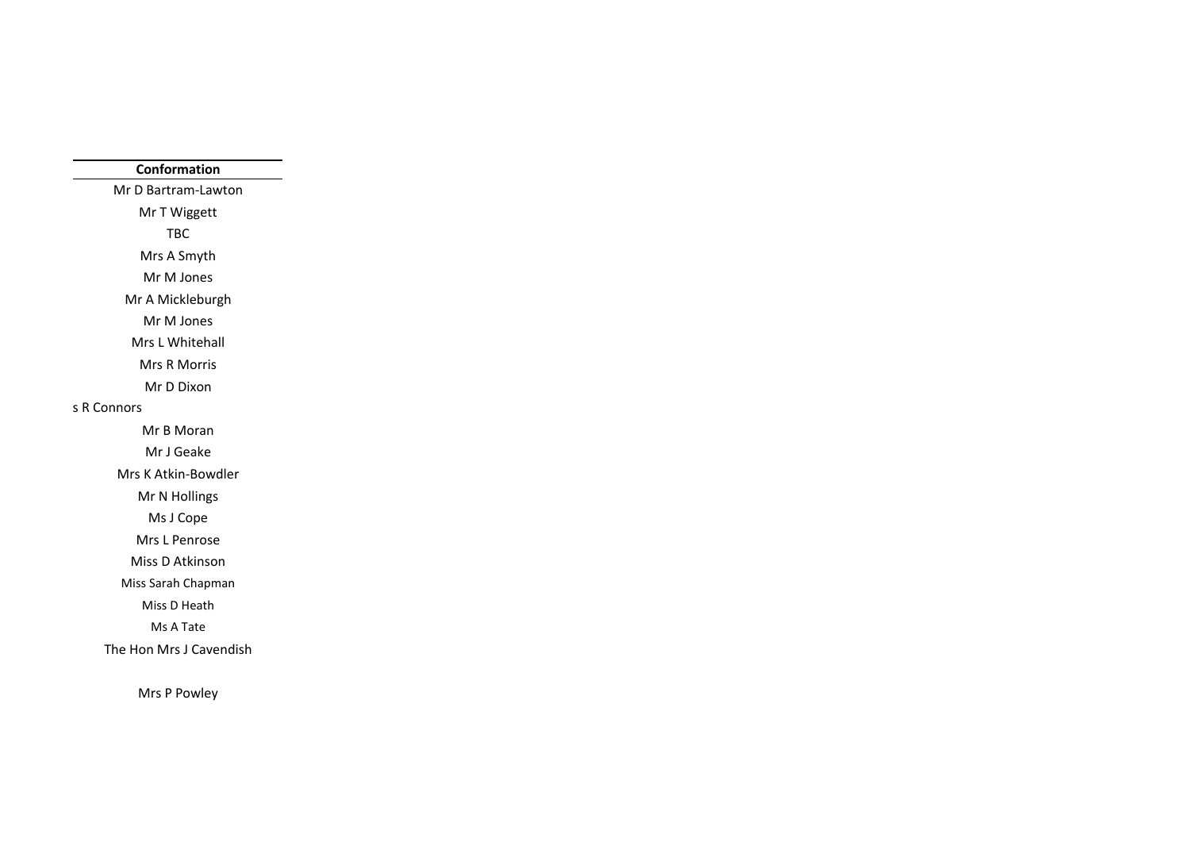| Conformation |
|---|
| Mr D Bartram-Lawton |
| Mr T Wiggett |
| TBC |
| Mrs A Smyth |
| Mr M Jones |
| Mr A Mickleburgh |
| Mr M Jones |
| Mrs L Whitehall |
| Mrs R Morris |
| Mr D Dixon |
| s R Connors |
| Mr B Moran |
| Mr J Geake |
| Mrs K Atkin-Bowdler |
| Mr N Hollings |
| Ms J Cope |
| Mrs L Penrose |
| Miss D Atkinson |
| Miss Sarah Chapman |
| Miss D Heath |
| Ms A Tate |
| The Hon Mrs J Cavendish |
| |
| Mrs P Powley |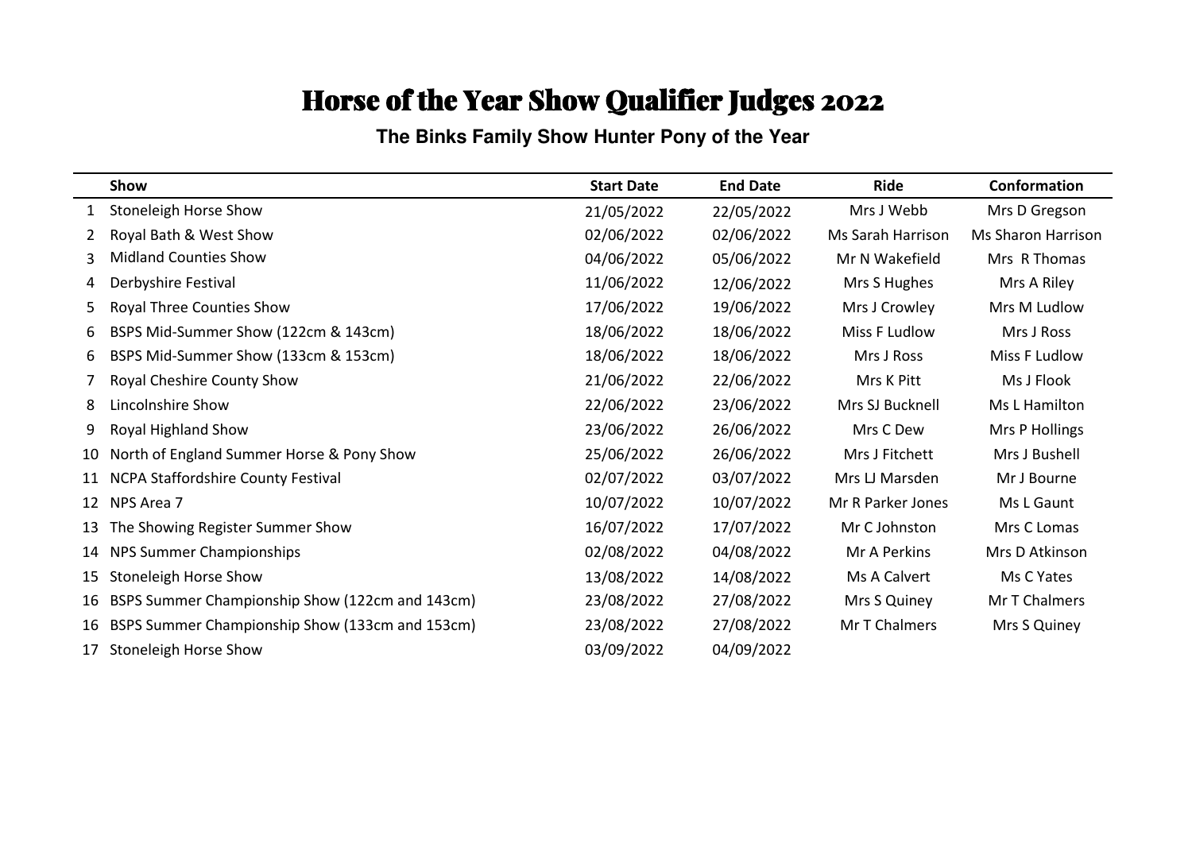# Horse of the Year Show Qualifier Judges 2022

## The Binks Family Show Hunter Pony of the Year

| | Show | Start Date | End Date | Ride | Conformation |
|---|---|---|---|---|---|
| 1 | Stoneleigh Horse Show | 21/05/2022 | 22/05/2022 | Mrs J Webb | Mrs D Gregson |
| 2 | Royal Bath & West Show | 02/06/2022 | 02/06/2022 | Ms Sarah Harrison | Ms Sharon Harrison |
| 3 | Midland Counties Show | 04/06/2022 | 05/06/2022 | Mr N Wakefield | Mrs R Thomas |
| 4 | Derbyshire Festival | 11/06/2022 | 12/06/2022 | Mrs S Hughes | Mrs A Riley |
| 5 | Royal Three Counties Show | 17/06/2022 | 19/06/2022 | Mrs J Crowley | Mrs M Ludlow |
| 6 | BSPS Mid-Summer Show (122cm & 143cm) | 18/06/2022 | 18/06/2022 | Miss F Ludlow | Mrs J Ross |
| 6 | BSPS Mid-Summer Show (133cm & 153cm) | 18/06/2022 | 18/06/2022 | Mrs J Ross | Miss F Ludlow |
| 7 | Royal Cheshire County Show | 21/06/2022 | 22/06/2022 | Mrs K Pitt | Ms J Flook |
| 8 | Lincolnshire Show | 22/06/2022 | 23/06/2022 | Mrs SJ Bucknell | Ms L Hamilton |
| 9 | Royal Highland Show | 23/06/2022 | 26/06/2022 | Mrs C Dew | Mrs P Hollings |
| 10 | North of England Summer Horse & Pony Show | 25/06/2022 | 26/06/2022 | Mrs J Fitchett | Mrs J Bushell |
| 11 | NCPA Staffordshire County Festival | 02/07/2022 | 03/07/2022 | Mrs LJ Marsden | Mr J Bourne |
| 12 | NPS Area 7 | 10/07/2022 | 10/07/2022 | Mr R Parker Jones | Ms L Gaunt |
| 13 | The Showing Register Summer Show | 16/07/2022 | 17/07/2022 | Mr C Johnston | Mrs C Lomas |
| 14 | NPS Summer Championships | 02/08/2022 | 04/08/2022 | Mr A Perkins | Mrs D Atkinson |
| 15 | Stoneleigh Horse Show | 13/08/2022 | 14/08/2022 | Ms A Calvert | Ms C Yates |
| 16 | BSPS Summer Championship Show (122cm and 143cm) | 23/08/2022 | 27/08/2022 | Mrs S Quiney | Mr T Chalmers |
| 16 | BSPS Summer Championship Show (133cm and 153cm) | 23/08/2022 | 27/08/2022 | Mr T Chalmers | Mrs S Quiney |
| 17 | Stoneleigh Horse Show | 03/09/2022 | 04/09/2022 | | |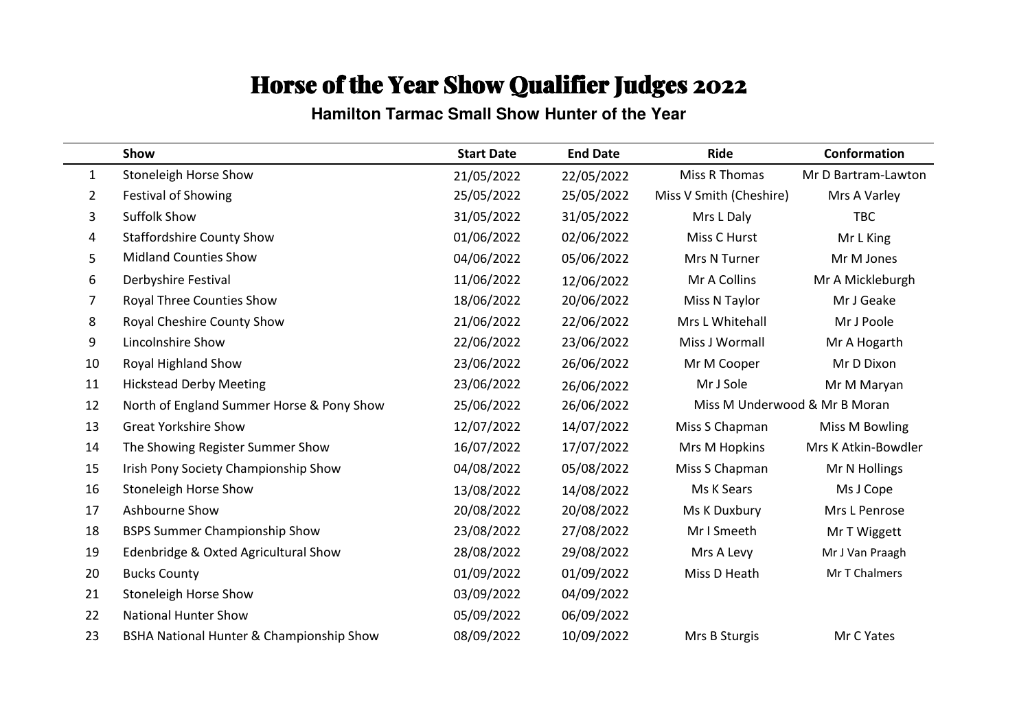# Horse of the Year Show Qualifier Judges 2022

**Hamilton Tarmac Small Show Hunter of the Year**

| | Show | Start Date | End Date | Ride | Conformation |
|---|---|---|---|---|---|
| 1 | Stoneleigh Horse Show | 21/05/2022 | 22/05/2022 | Miss R Thomas | Mr D Bartram-Lawton |
| 2 | Festival of Showing | 25/05/2022 | 25/05/2022 | Miss V Smith (Cheshire) | Mrs A Varley |
| 3 | Suffolk Show | 31/05/2022 | 31/05/2022 | Mrs L Daly | TBC |
| 4 | Staffordshire County Show | 01/06/2022 | 02/06/2022 | Miss C Hurst | Mr L King |
| 5 | Midland Counties Show | 04/06/2022 | 05/06/2022 | Mrs N Turner | Mr M Jones |
| 6 | Derbyshire Festival | 11/06/2022 | 12/06/2022 | Mr A Collins | Mr A Mickleburgh |
| 7 | Royal Three Counties Show | 18/06/2022 | 20/06/2022 | Miss N Taylor | Mr J Geake |
| 8 | Royal Cheshire County Show | 21/06/2022 | 22/06/2022 | Mrs L Whitehall | Mr J Poole |
| 9 | Lincolnshire Show | 22/06/2022 | 23/06/2022 | Miss J Wormall | Mr A Hogarth |
| 10 | Royal Highland Show | 23/06/2022 | 26/06/2022 | Mr M Cooper | Mr D Dixon |
| 11 | Hickstead Derby Meeting | 23/06/2022 | 26/06/2022 | Mr J Sole | Mr M Maryan |
| 12 | North of England Summer Horse & Pony Show | 25/06/2022 | 26/06/2022 | Miss M Underwood & Mr B Moran | |
| 13 | Great Yorkshire Show | 12/07/2022 | 14/07/2022 | Miss S Chapman | Miss M Bowling |
| 14 | The Showing Register Summer Show | 16/07/2022 | 17/07/2022 | Mrs M Hopkins | Mrs K Atkin-Bowdler |
| 15 | Irish Pony Society Championship Show | 04/08/2022 | 05/08/2022 | Miss S Chapman | Mr N Hollings |
| 16 | Stoneleigh Horse Show | 13/08/2022 | 14/08/2022 | Ms K Sears | Ms J Cope |
| 17 | Ashbourne Show | 20/08/2022 | 20/08/2022 | Ms K Duxbury | Mrs L Penrose |
| 18 | BSPS Summer Championship Show | 23/08/2022 | 27/08/2022 | Mr I Smeeth | Mr T Wiggett |
| 19 | Edenbridge & Oxted Agricultural Show | 28/08/2022 | 29/08/2022 | Mrs A Levy | Mr J Van Praagh |
| 20 | Bucks County | 01/09/2022 | 01/09/2022 | Miss D Heath | Mr T Chalmers |
| 21 | Stoneleigh Horse Show | 03/09/2022 | 04/09/2022 | | |
| 22 | National Hunter Show | 05/09/2022 | 06/09/2022 | | |
| 23 | BSHA National Hunter & Championship Show | 08/09/2022 | 10/09/2022 | Mrs B Sturgis | Mr C Yates |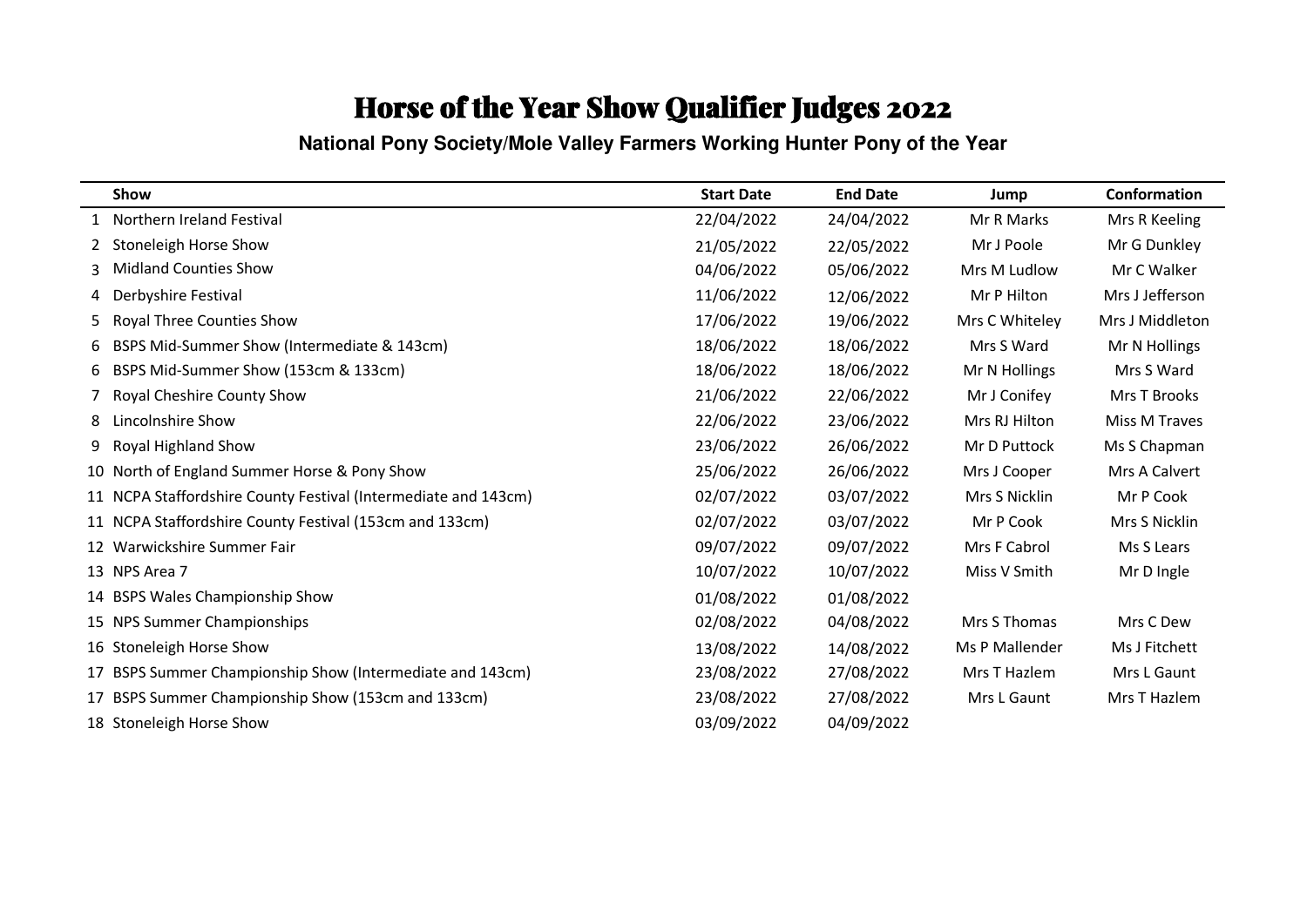# Horse of the Year Show Qualifier Judges 2022

## National Pony Society/Mole Valley Farmers Working Hunter Pony of the Year

| | Show | Start Date | End Date | Jump | Conformation |
|---|---|---|---|---|---|
| 1 | Northern Ireland Festival | 22/04/2022 | 24/04/2022 | Mr R Marks | Mrs R Keeling |
| 2 | Stoneleigh Horse Show | 21/05/2022 | 22/05/2022 | Mr J Poole | Mr G Dunkley |
| 3 | Midland Counties Show | 04/06/2022 | 05/06/2022 | Mrs M Ludlow | Mr C Walker |
| 4 | Derbyshire Festival | 11/06/2022 | 12/06/2022 | Mr P Hilton | Mrs J Jefferson |
| 5 | Royal Three Counties Show | 17/06/2022 | 19/06/2022 | Mrs C Whiteley | Mrs J Middleton |
| 6 | BSPS Mid-Summer Show (Intermediate & 143cm) | 18/06/2022 | 18/06/2022 | Mrs S Ward | Mr N Hollings |
| 6 | BSPS Mid-Summer Show (153cm & 133cm) | 18/06/2022 | 18/06/2022 | Mr N Hollings | Mrs S Ward |
| 7 | Royal Cheshire County Show | 21/06/2022 | 22/06/2022 | Mr J Conifey | Mrs T Brooks |
| 8 | Lincolnshire Show | 22/06/2022 | 23/06/2022 | Mrs RJ Hilton | Miss M Traves |
| 9 | Royal Highland Show | 23/06/2022 | 26/06/2022 | Mr D Puttock | Ms S Chapman |
| 10 | North of England Summer Horse & Pony Show | 25/06/2022 | 26/06/2022 | Mrs J Cooper | Mrs A Calvert |
| 11 | NCPA Staffordshire County Festival (Intermediate and 143cm) | 02/07/2022 | 03/07/2022 | Mrs S Nicklin | Mr P Cook |
| 11 | NCPA Staffordshire County Festival (153cm and 133cm) | 02/07/2022 | 03/07/2022 | Mr P Cook | Mrs S Nicklin |
| 12 | Warwickshire Summer Fair | 09/07/2022 | 09/07/2022 | Mrs F Cabrol | Ms S Lears |
| 13 | NPS Area 7 | 10/07/2022 | 10/07/2022 | Miss V Smith | Mr D Ingle |
| 14 | BSPS Wales Championship Show | 01/08/2022 | 01/08/2022 | | |
| 15 | NPS Summer Championships | 02/08/2022 | 04/08/2022 | Mrs S Thomas | Mrs C Dew |
| 16 | Stoneleigh Horse Show | 13/08/2022 | 14/08/2022 | Ms P Mallender | Ms J Fitchett |
| 17 | BSPS Summer Championship Show (Intermediate and 143cm) | 23/08/2022 | 27/08/2022 | Mrs T Hazlem | Mrs L Gaunt |
| 17 | BSPS Summer Championship Show (153cm and 133cm) | 23/08/2022 | 27/08/2022 | Mrs L Gaunt | Mrs T Hazlem |
| 18 | Stoneleigh Horse Show | 03/09/2022 | 04/09/2022 | | |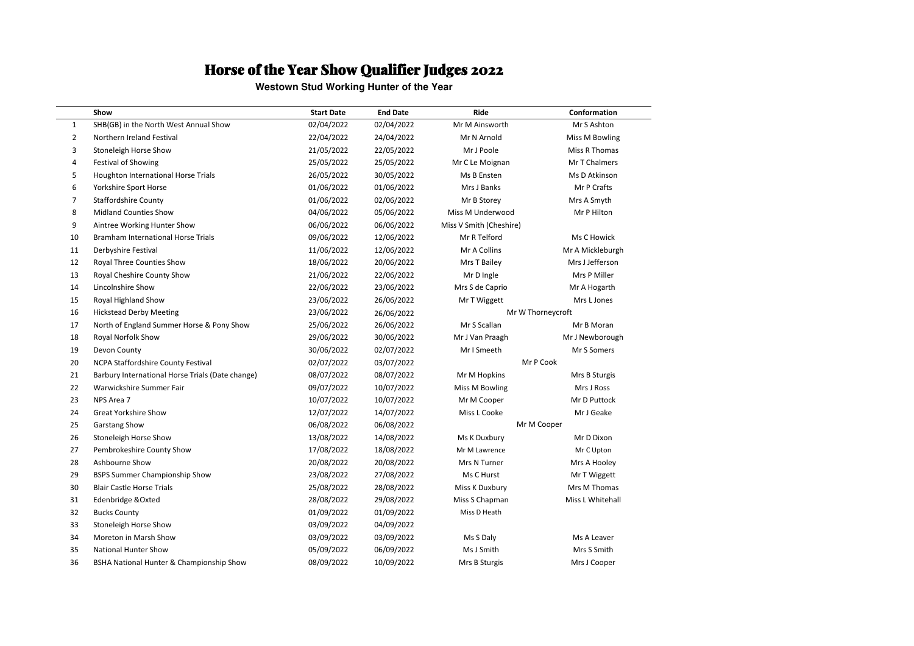# Horse of the Year Show Qualifier Judges 2022

**Westown Stud Working Hunter of the Year**

| | Show | Start Date | End Date | Ride | Conformation |
|---|---|---|---|---|---|
| 1 | SHB(GB) in the North West Annual Show | 02/04/2022 | 02/04/2022 | Mr M Ainsworth | Mr S Ashton |
| 2 | Northern Ireland Festival | 22/04/2022 | 24/04/2022 | Mr N Arnold | Miss M Bowling |
| 3 | Stoneleigh Horse Show | 21/05/2022 | 22/05/2022 | Mr J Poole | Miss R Thomas |
| 4 | Festival of Showing | 25/05/2022 | 25/05/2022 | Mr C Le Moignan | Mr T Chalmers |
| 5 | Houghton International Horse Trials | 26/05/2022 | 30/05/2022 | Ms B Ensten | Ms D Atkinson |
| 6 | Yorkshire Sport Horse | 01/06/2022 | 01/06/2022 | Mrs J Banks | Mr P Crafts |
| 7 | Staffordshire County | 01/06/2022 | 02/06/2022 | Mr B Storey | Mrs A Smyth |
| 8 | Midland Counties Show | 04/06/2022 | 05/06/2022 | Miss M Underwood | Mr P Hilton |
| 9 | Aintree Working Hunter Show | 06/06/2022 | 06/06/2022 | Miss V Smith (Cheshire) | |
| 10 | Bramham International Horse Trials | 09/06/2022 | 12/06/2022 | Mr R Telford | Ms C Howick |
| 11 | Derbyshire Festival | 11/06/2022 | 12/06/2022 | Mr A Collins | Mr A Mickleburgh |
| 12 | Royal Three Counties Show | 18/06/2022 | 20/06/2022 | Mrs T Bailey | Mrs J Jefferson |
| 13 | Royal Cheshire County Show | 21/06/2022 | 22/06/2022 | Mr D Ingle | Mrs P Miller |
| 14 | Lincolnshire Show | 22/06/2022 | 23/06/2022 | Mrs S de Caprio | Mr A Hogarth |
| 15 | Royal Highland Show | 23/06/2022 | 26/06/2022 | Mr T Wiggett | Mrs L Jones |
| 16 | Hickstead Derby Meeting | 23/06/2022 | 26/06/2022 | Mr W Thorneycroft | |
| 17 | North of England Summer Horse & Pony Show | 25/06/2022 | 26/06/2022 | Mr S Scallan | Mr B Moran |
| 18 | Royal Norfolk Show | 29/06/2022 | 30/06/2022 | Mr J Van Praagh | Mr J Newborough |
| 19 | Devon County | 30/06/2022 | 02/07/2022 | Mr I Smeeth | Mr S Somers |
| 20 | NCPA Staffordshire County Festival | 02/07/2022 | 03/07/2022 | Mr P Cook | |
| 21 | Barbury International Horse Trials (Date change) | 08/07/2022 | 08/07/2022 | Mr M Hopkins | Mrs B Sturgis |
| 22 | Warwickshire Summer Fair | 09/07/2022 | 10/07/2022 | Miss M Bowling | Mrs J Ross |
| 23 | NPS Area 7 | 10/07/2022 | 10/07/2022 | Mr M Cooper | Mr D Puttock |
| 24 | Great Yorkshire Show | 12/07/2022 | 14/07/2022 | Miss L Cooke | Mr J Geake |
| 25 | Garstang Show | 06/08/2022 | 06/08/2022 | Mr M Cooper | |
| 26 | Stoneleigh Horse Show | 13/08/2022 | 14/08/2022 | Ms K Duxbury | Mr D Dixon |
| 27 | Pembrokeshire County Show | 17/08/2022 | 18/08/2022 | Mr M Lawrence | Mr C Upton |
| 28 | Ashbourne Show | 20/08/2022 | 20/08/2022 | Mrs N Turner | Mrs A Hooley |
| 29 | BSPS Summer Championship Show | 23/08/2022 | 27/08/2022 | Ms C Hurst | Mr T Wiggett |
| 30 | Blair Castle Horse Trials | 25/08/2022 | 28/08/2022 | Miss K Duxbury | Mrs M Thomas |
| 31 | Edenbridge &Oxted | 28/08/2022 | 29/08/2022 | Miss S Chapman | Miss L Whitehall |
| 32 | Bucks County | 01/09/2022 | 01/09/2022 | Miss D Heath | |
| 33 | Stoneleigh Horse Show | 03/09/2022 | 04/09/2022 | | |
| 34 | Moreton in Marsh Show | 03/09/2022 | 03/09/2022 | Ms S Daly | Ms A Leaver |
| 35 | National Hunter Show | 05/09/2022 | 06/09/2022 | Ms J Smith | Mrs S Smith |
| 36 | BSHA National Hunter & Championship Show | 08/09/2022 | 10/09/2022 | Mrs B Sturgis | Mrs J Cooper |